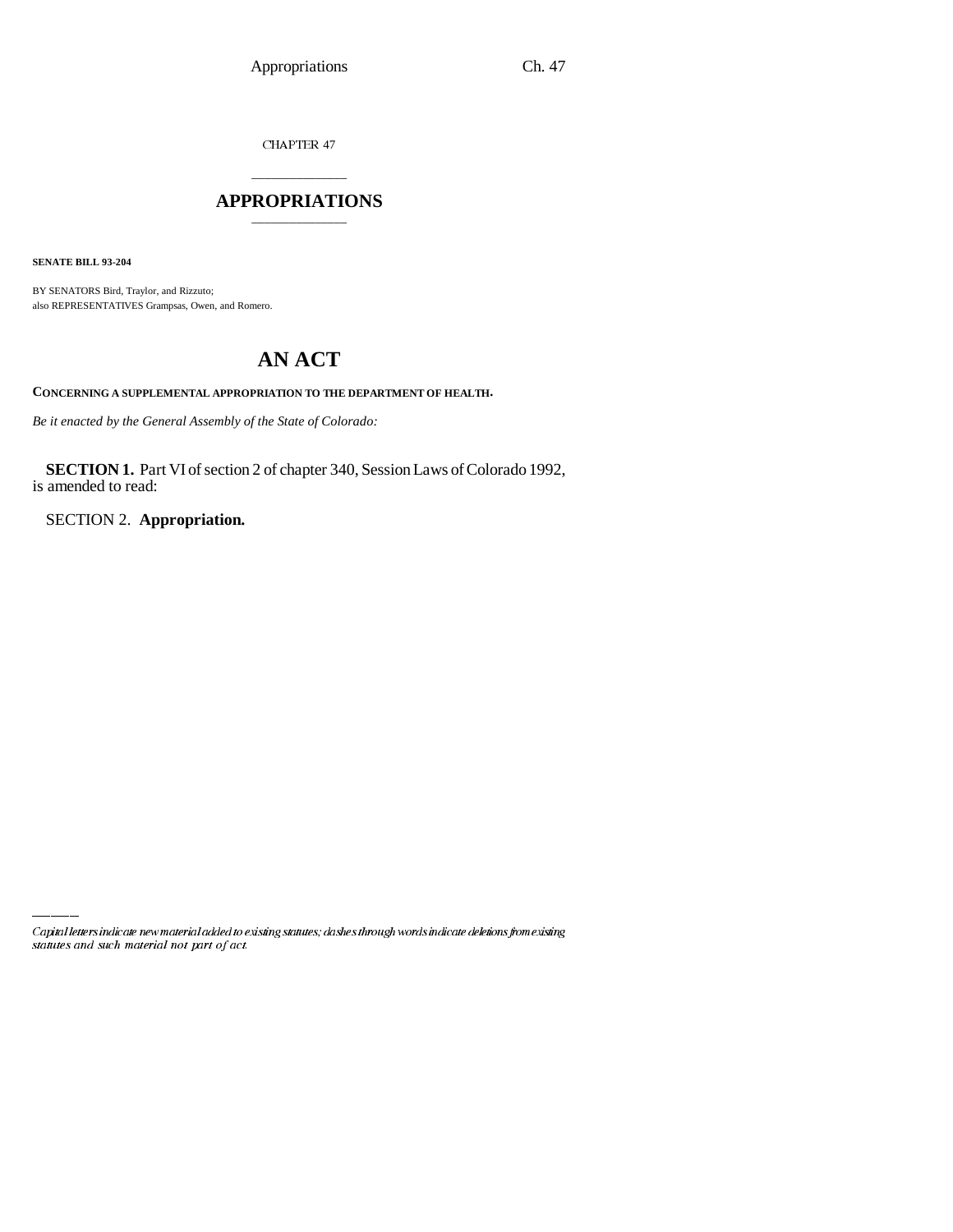CHAPTER 47

# APPROPRIATIONS

**SENATE BILL 93-204**

BY SENATORS Bird, Traylor, and Rizzuto;
also REPRESENTATIVES Grampsas, Owen, and Romero.

# AN ACT

**CONCERNING A SUPPLEMENTAL APPROPRIATION TO THE DEPARTMENT OF HEALTH.**

*Be it enacted by the General Assembly of the State of Colorado:*

**SECTION 1.** Part VI of section 2 of chapter 340, Session Laws of Colorado 1992, is amended to read:

SECTION 2. **Appropriation.**

*Capital letters indicate new material added to existing statutes; dashes through words indicate deletions from existing statutes and such material not part of act.*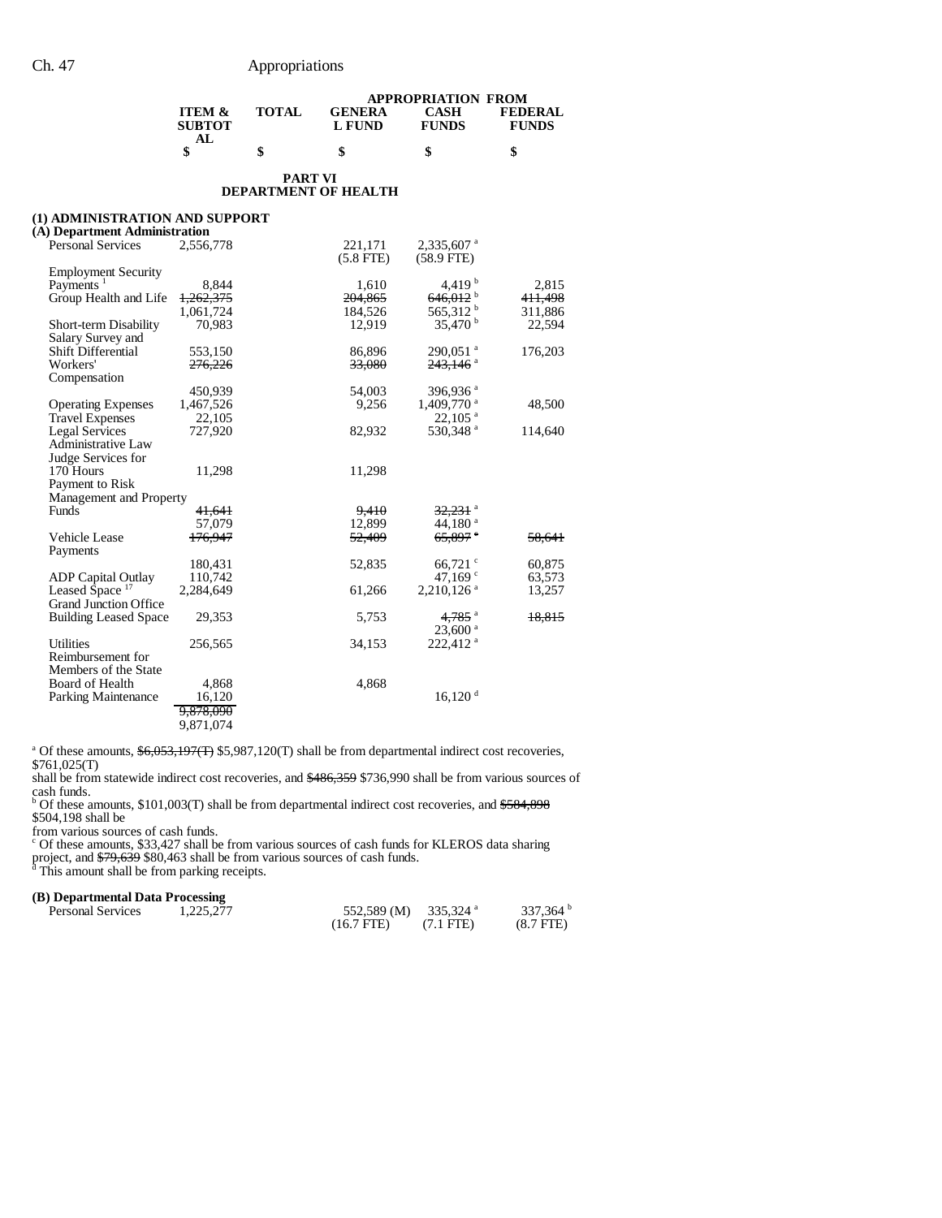| | ITEM & SUBTOTAL | TOTAL | APPROPRIATION FROM GENERAL FUND | CASH FUNDS | FEDERAL FUNDS |
|---|---|---|---|---|---|
| | $ | $ | $ | $ | $ |

## PART VI
## DEPARTMENT OF HEALTH

### (1) ADMINISTRATION AND SUPPORT

#### (A) Department Administration

| | ITEM & SUBTOTAL | TOTAL | GENERAL FUND | CASH FUNDS | FEDERAL FUNDS |
|---|---|---|---|---|---|
| Personal Services | 2,556,778 | | 221,171 (5.8 FTE) | 2,335,607 [a] (58.9 FTE) | |
| Employment Security Payments [1] | 8,844 | | 1,610 | 4,419 [b] | 2,815 |
| Group Health and Life | ~~1,262,375~~ 1,061,724 | | ~~204,865~~ 184,526 | ~~646,012~~ [b] 565,312 [b] | ~~411,498~~ 311,886 |
| Short-term Disability | 70,983 | | 12,919 | 35,470 [b] | 22,594 |
| Salary Survey and Shift Differential | 553,150 | | 86,896 | 290,051 [a] | 176,203 |
| Workers' Compensation | ~~276,226~~ 450,939 | | ~~33,080~~ 54,003 | ~~243,146~~ [a] 396,936 [a] | |
| Operating Expenses | 1,467,526 | | 9,256 | 1,409,770 [a] | 48,500 |
| Travel Expenses | 22,105 | | | 22,105 [a] | |
| Legal Services | 727,920 | | 82,932 | 530,348 [a] | 114,640 |
| Administrative Law Judge Services for 170 Hours | 11,298 | | 11,298 | | |
| Payment to Risk Management and Property Funds | ~~41,641~~ 57,079 | | ~~9,410~~ 12,899 | ~~32,231~~ [a] 44,180 [a] | |
| Vehicle Lease Payments | ~~176,947~~ 180,431 | | ~~52,409~~ 52,835 | ~~65,897~~ [c] 66,721 [c] | ~~58,641~~ 60,875 |
| ADP Capital Outlay | 110,742 | | | 47,169 [c] | 63,573 |
| Leased Space [17] | 2,284,649 | | 61,266 | 2,210,126 [a] | 13,257 |
| Grand Junction Office Building Leased Space | 29,353 | | 5,753 | ~~4,785~~ [a] 23,600 [a] | ~~18,815~~ |
| Utilities | 256,565 | | 34,153 | 222,412 [a] | |
| Reimbursement for Members of the State Board of Health | 4,868 | | 4,868 | | |
| Parking Maintenance | 16,120 | | | 16,120 [d] | |
| | ~~9,878,090~~ 9,871,074 | | | | |

[a] Of these amounts, ~~$6,053,197(T)~~ $5,987,120(T) shall be from departmental indirect cost recoveries, $761,025(T) shall be from statewide indirect cost recoveries, and ~~$486,359~~ $736,990 shall be from various sources of cash funds.

[b] Of these amounts, $101,003(T) shall be from departmental indirect cost recoveries, and ~~$584,898~~ $504,198 shall be from various sources of cash funds.

[c] Of these amounts, $33,427 shall be from various sources of cash funds for KLEROS data sharing project, and ~~$79,639~~ $80,463 shall be from various sources of cash funds.

[d] This amount shall be from parking receipts.

#### (B) Departmental Data Processing

| | ITEM & SUBTOTAL | TOTAL | GENERAL FUND | CASH FUNDS | FEDERAL FUNDS |
|---|---|---|---|---|---|
| Personal Services | 1,225,277 | | 552,589 (M) (16.7 FTE) | 335,324 [a] (7.1 FTE) | 337,364 [b] (8.7 FTE) |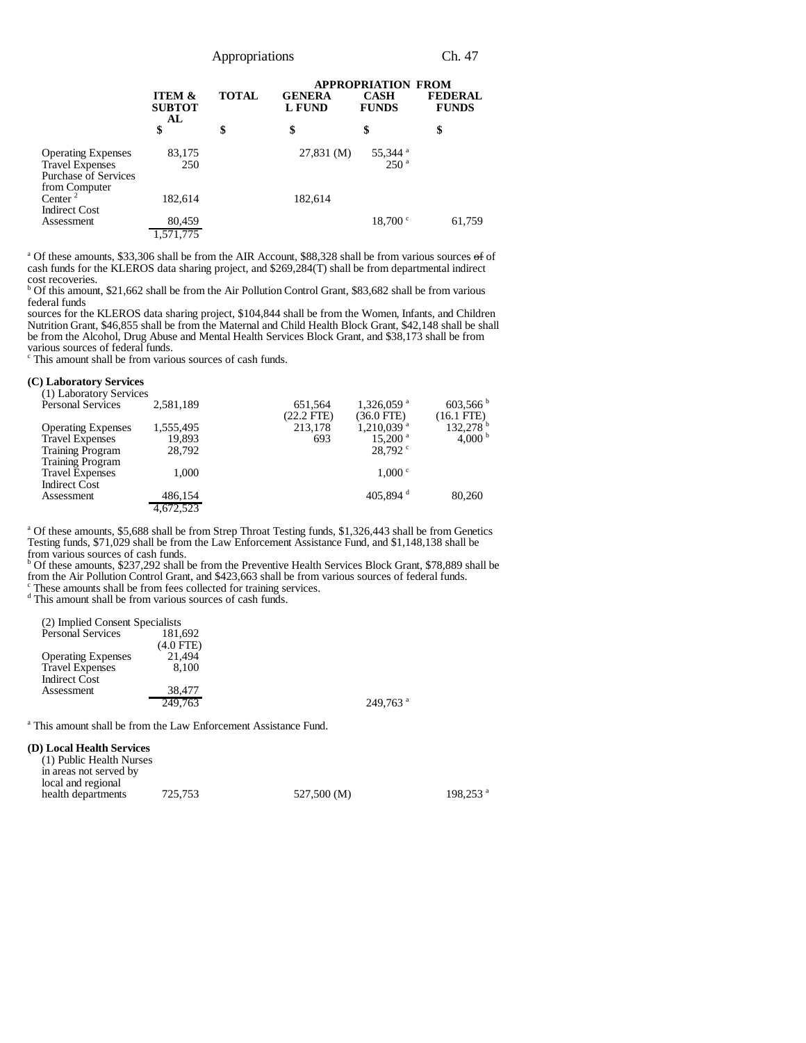| | ITEM & SUBTOTAL | TOTAL | APPROPRIATION FROM GENERAL FUND | CASH FUNDS | FEDERAL FUNDS |
|---|---|---|---|---|---|
| | $ | $ | $ | $ | $ |
| Operating Expenses | 83,175 | | 27,831 (M) | 55,344 [a] | |
| Travel Expenses | 250 | | | 250 [a] | |
| Purchase of Services from Computer Center [2] | 182,614 | | 182,614 | | |
| Indirect Cost Assessment | 80,459 | | | 18,700 [c] | 61,759 |
| | 1,571,775 | | | | |

[a] Of these amounts, $33,306 shall be from the AIR Account, $88,328 shall be from various sources ~~of~~ of cash funds for the KLEROS data sharing project, and $269,284(T) shall be from departmental indirect cost recoveries.

[b] Of this amount, $21,662 shall be from the Air Pollution Control Grant, $83,682 shall be from various federal funds sources for the KLEROS data sharing project, $104,844 shall be from the Women, Infants, and Children Nutrition Grant, $46,855 shall be from the Maternal and Child Health Block Grant, $42,148 shall be shall be from the Alcohol, Drug Abuse and Mental Health Services Block Grant, and $38,173 shall be from various sources of federal funds.

[c] This amount shall be from various sources of cash funds.

**(C) Laboratory Services**

| | ITEM & SUBTOTAL | TOTAL | GENERAL FUND | CASH FUNDS | FEDERAL FUNDS |
|---|---|---|---|---|---|
| (1) Laboratory Services | | | | | |
| Personal Services | 2,581,189 | | 651,564 (22.2 FTE) | 1,326,059 [a] (36.0 FTE) | 603,566 [b] (16.1 FTE) |
| Operating Expenses | 1,555,495 | | 213,178 | 1,210,039 [a] | 132,278 [b] |
| Travel Expenses | 19,893 | | 693 | 15,200 [a] | 4,000 [b] |
| Training Program | 28,792 | | | 28,792 [c] | |
| Training Program Travel Expenses | 1,000 | | | 1,000 [c] | |
| Indirect Cost Assessment | 486,154 | | | 405,894 [d] | 80,260 |
| | 4,672,523 | | | | |

[a] Of these amounts, $5,688 shall be from Strep Throat Testing funds, $1,326,443 shall be from Genetics Testing funds, $71,029 shall be from the Law Enforcement Assistance Fund, and $1,148,138 shall be from various sources of cash funds.

[b] Of these amounts, $237,292 shall be from the Preventive Health Services Block Grant, $78,889 shall be from the Air Pollution Control Grant, and $423,663 shall be from various sources of federal funds.

[c] These amounts shall be from fees collected for training services.

[d] This amount shall be from various sources of cash funds.

| | ITEM & SUBTOTAL | TOTAL | GENERAL FUND | CASH FUNDS | FEDERAL FUNDS |
|---|---|---|---|---|---|
| (2) Implied Consent Specialists | | | | | |
| Personal Services | 181,692 (4.0 FTE) | | | | |
| Operating Expenses | 21,494 | | | | |
| Travel Expenses | 8,100 | | | | |
| Indirect Cost Assessment | 38,477 | | | | |
| | 249,763 | | | 249,763 [a] | |

[a] This amount shall be from the Law Enforcement Assistance Fund.

**(D) Local Health Services**

| | ITEM & SUBTOTAL | TOTAL | GENERAL FUND | CASH FUNDS | FEDERAL FUNDS |
|---|---|---|---|---|---|
| (1) Public Health Nurses in areas not served by local and regional health departments | 725,753 | | 527,500 (M) | | 198,253 [a] |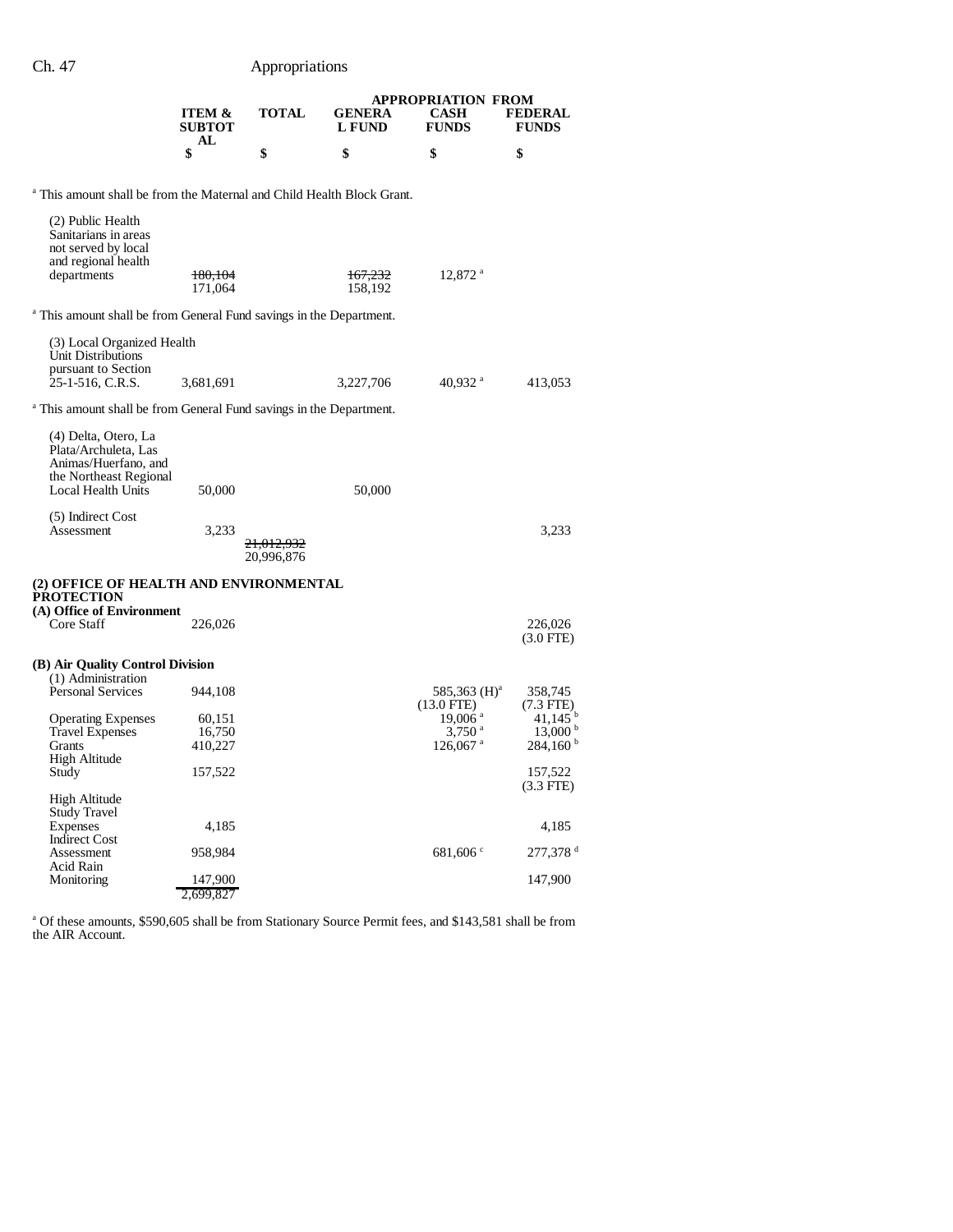| | ITEM & SUBTOTAL | TOTAL | APPROPRIATION FROM GENERAL FUND | CASH FUNDS | FEDERAL FUNDS |
|---|---|---|---|---|---|
| | $ | $ | $ | $ | $ |

[a] This amount shall be from the Maternal and Child Health Block Grant.

| | ITEM & SUBTOTAL | TOTAL | GENERAL FUND | CASH FUNDS | FEDERAL FUNDS |
|---|---|---|---|---|---|
| (2) Public Health Sanitarians in areas not served by local and regional health departments | ~~180,104~~ 171,064 | | ~~167,232~~ 158,192 | 12,872 [a] | |

[a] This amount shall be from General Fund savings in the Department.

| | ITEM & SUBTOTAL | TOTAL | GENERAL FUND | CASH FUNDS | FEDERAL FUNDS |
|---|---|---|---|---|---|
| (3) Local Organized Health Unit Distributions pursuant to Section 25-1-516, C.R.S. | 3,681,691 | | 3,227,706 | 40,932 [a] | 413,053 |

[a] This amount shall be from General Fund savings in the Department.

| | ITEM & SUBTOTAL | TOTAL | GENERAL FUND | CASH FUNDS | FEDERAL FUNDS |
|---|---|---|---|---|---|
| (4) Delta, Otero, La Plata/Archuleta, Las Animas/Huerfano, and the Northeast Regional Local Health Units | 50,000 | | 50,000 | | |
| (5) Indirect Cost Assessment | 3,233 | | | | 3,233 |
| | | ~~21,012,932~~ 20,996,876 | | | |

**(2) OFFICE OF HEALTH AND ENVIRONMENTAL PROTECTION**

| | ITEM & SUBTOTAL | TOTAL | GENERAL FUND | CASH FUNDS | FEDERAL FUNDS |
|---|---|---|---|---|---|
| **(A) Office of Environment** | | | | | |
| Core Staff | 226,026 | | | | 226,026 (3.0 FTE) |
| **(B) Air Quality Control Division** | | | | | |
| (1) Administration | | | | | |
| Personal Services | 944,108 | | | 585,363 (H)[a] (13.0 FTE) | 358,745 (7.3 FTE) |
| Operating Expenses | 60,151 | | | 19,006 [a] | 41,145 [b] |
| Travel Expenses | 16,750 | | | 3,750 [a] | 13,000 [b] |
| Grants | 410,227 | | | 126,067 [a] | 284,160 [b] |
| High Altitude Study | 157,522 | | | | 157,522 (3.3 FTE) |
| High Altitude Study Travel Expenses | 4,185 | | | | 4,185 |
| Indirect Cost Assessment | 958,984 | | | 681,606 [c] | 277,378 [d] |
| Acid Rain Monitoring | 147,900 | | | | 147,900 |
| | 2,699,827 | | | | |

[a] Of these amounts, $590,605 shall be from Stationary Source Permit fees, and $143,581 shall be from the AIR Account.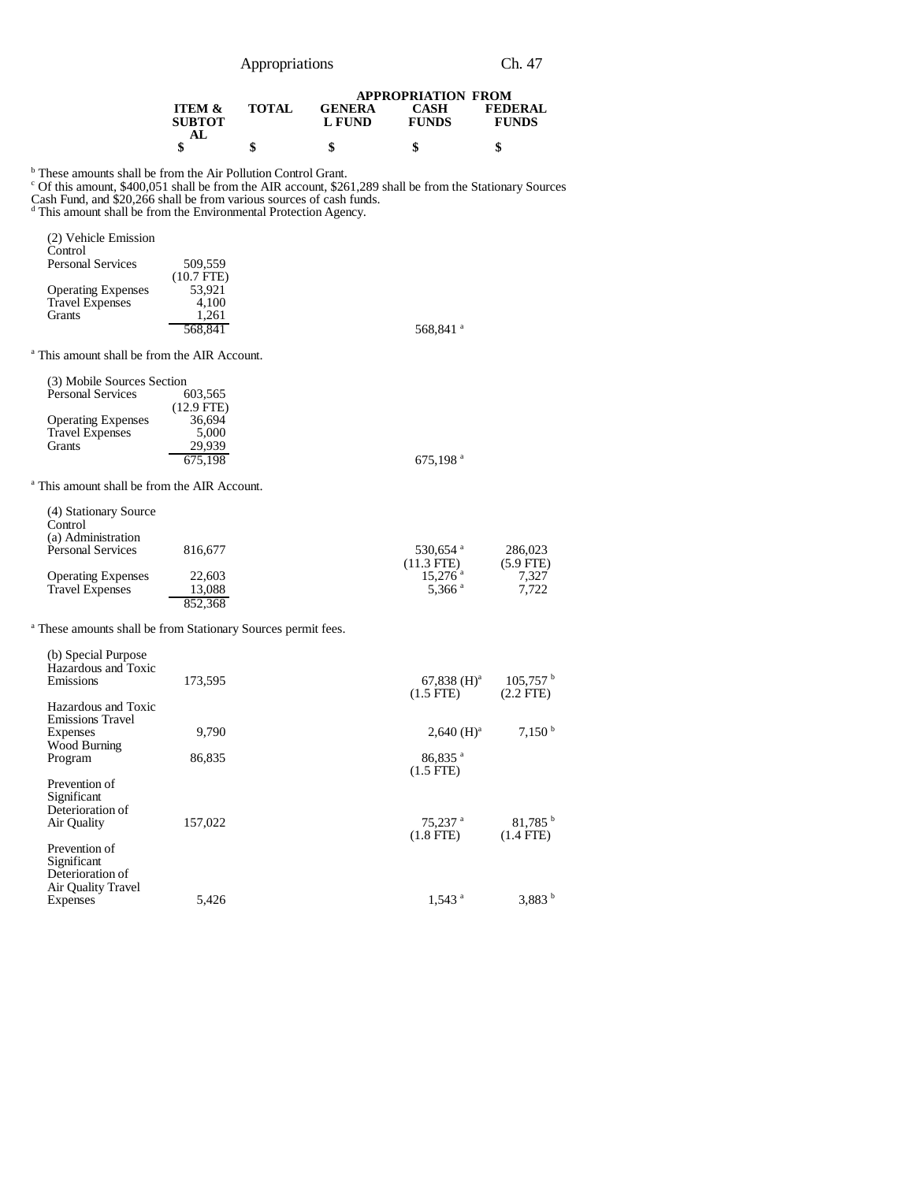| | ITEM & SUBTOTAL | TOTAL | GENERAL FUND | APPROPRIATION FROM CASH FUNDS | FEDERAL FUNDS |
|---|---|---|---|---|---|
| | $ | $ | $ | $ | $ |

[b] These amounts shall be from the Air Pollution Control Grant.
[c] Of this amount, $400,051 shall be from the AIR account, $261,289 shall be from the Stationary Sources Cash Fund, and $20,266 shall be from various sources of cash funds.
[d] This amount shall be from the Environmental Protection Agency.

| | ITEM & SUBTOTAL | TOTAL | GENERAL FUND | CASH FUNDS | FEDERAL FUNDS |
|---|---|---|---|---|---|
| (2) Vehicle Emission Control | | | | | |
| Personal Services | 509,559 (10.7 FTE) | | | | |
| Operating Expenses | 53,921 | | | | |
| Travel Expenses | 4,100 | | | | |
| Grants | 1,261 | | | | |
| | 568,841 | | | 568,841 [a] | |

[a] This amount shall be from the AIR Account.

| | ITEM & SUBTOTAL | TOTAL | GENERAL FUND | CASH FUNDS | FEDERAL FUNDS |
|---|---|---|---|---|---|
| (3) Mobile Sources Section | | | | | |
| Personal Services | 603,565 (12.9 FTE) | | | | |
| Operating Expenses | 36,694 | | | | |
| Travel Expenses | 5,000 | | | | |
| Grants | 29,939 | | | | |
| | 675,198 | | | 675,198 [a] | |

[a] This amount shall be from the AIR Account.

| | ITEM & SUBTOTAL | TOTAL | GENERAL FUND | CASH FUNDS | FEDERAL FUNDS |
|---|---|---|---|---|---|
| (4) Stationary Source Control | | | | | |
| (a) Administration | | | | | |
| Personal Services | 816,677 | | | 530,654 [a] (11.3 FTE) | 286,023 (5.9 FTE) |
| Operating Expenses | 22,603 | | | 15,276 [a] | 7,327 |
| Travel Expenses | 13,088 | | | 5,366 [a] | 7,722 |
| | 852,368 | | | | |

[a] These amounts shall be from Stationary Sources permit fees.

| | ITEM & SUBTOTAL | TOTAL | GENERAL FUND | CASH FUNDS | FEDERAL FUNDS |
|---|---|---|---|---|---|
| (b) Special Purpose | | | | | |
| Hazardous and Toxic Emissions | 173,595 | | | 67,838 (H)[a] (1.5 FTE) | 105,757 [b] (2.2 FTE) |
| Hazardous and Toxic Emissions Travel Expenses | 9,790 | | | 2,640 (H)[a] | 7,150 [b] |
| Wood Burning Program | 86,835 | | | 86,835 [a] (1.5 FTE) | |
| Prevention of Significant Deterioration of Air Quality | 157,022 | | | 75,237 [a] (1.8 FTE) | 81,785 [b] (1.4 FTE) |
| Prevention of Significant Deterioration of Air Quality Travel Expenses | 5,426 | | | 1,543 [a] | 3,883 [b] |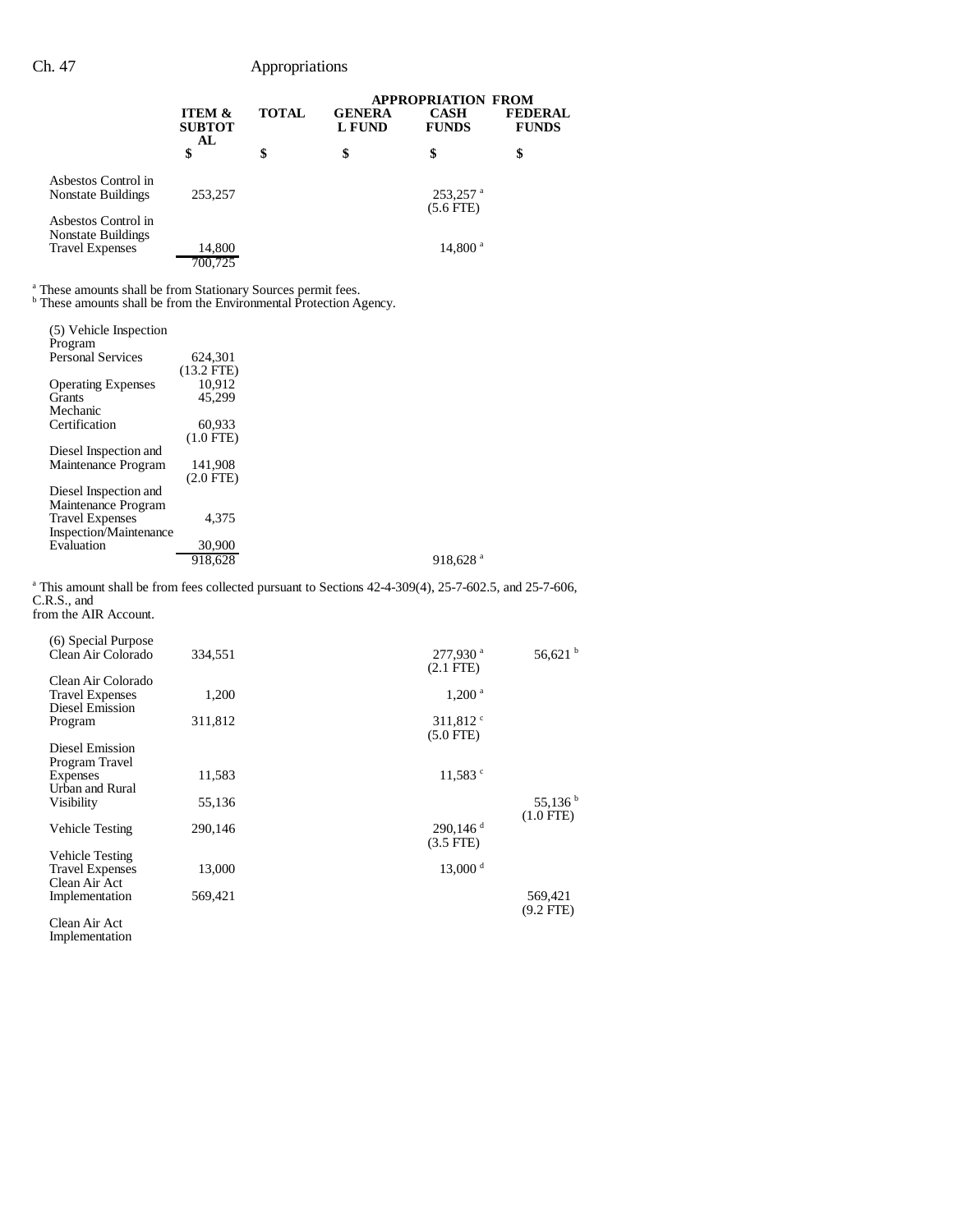| | ITEM & SUBTOTAL | TOTAL | APPROPRIATION FROM GENERAL FUND | CASH FUNDS | FEDERAL FUNDS |
|---|---|---|---|---|---|
| | $ | $ | $ | $ | $ |
| Asbestos Control in Nonstate Buildings | 253,257 | | | 253,257 [a] (5.6 FTE) | |
| Asbestos Control in Nonstate Buildings Travel Expenses | 14,800 | | | 14,800 [a] | |
| | 700,725 | | | | |

[a] These amounts shall be from Stationary Sources permit fees.
[b] These amounts shall be from the Environmental Protection Agency.

| | ITEM & SUBTOTAL | TOTAL | GENERAL FUND | CASH FUNDS | FEDERAL FUNDS |
|---|---|---|---|---|---|
| (5) Vehicle Inspection Program | | | | | |
| Personal Services | 624,301 (13.2 FTE) | | | | |
| Operating Expenses | 10,912 | | | | |
| Grants | 45,299 | | | | |
| Mechanic Certification | 60,933 (1.0 FTE) | | | | |
| Diesel Inspection and Maintenance Program | 141,908 (2.0 FTE) | | | | |
| Diesel Inspection and Maintenance Program Travel Expenses | 4,375 | | | | |
| Inspection/Maintenance Evaluation | 30,900 | | | | |
| | 918,628 | | | 918,628 [a] | |

[a] This amount shall be from fees collected pursuant to Sections 42-4-309(4), 25-7-602.5, and 25-7-606, C.R.S., and from the AIR Account.

| | ITEM & SUBTOTAL | TOTAL | GENERAL FUND | CASH FUNDS | FEDERAL FUNDS |
|---|---|---|---|---|---|
| (6) Special Purpose | | | | | |
| Clean Air Colorado | 334,551 | | | 277,930 [a] (2.1 FTE) | 56,621 [b] |
| Clean Air Colorado Travel Expenses | 1,200 | | | 1,200 [a] | |
| Diesel Emission Program | 311,812 | | | 311,812 [c] (5.0 FTE) | |
| Diesel Emission Program Travel Expenses | 11,583 | | | 11,583 [c] | |
| Urban and Rural Visibility | 55,136 | | | | 55,136 [b] (1.0 FTE) |
| Vehicle Testing | 290,146 | | | 290,146 [d] (3.5 FTE) | |
| Vehicle Testing Travel Expenses | 13,000 | | | 13,000 [d] | |
| Clean Air Act Implementation | 569,421 | | | | 569,421 (9.2 FTE) |
| Clean Air Act Implementation | | | | | |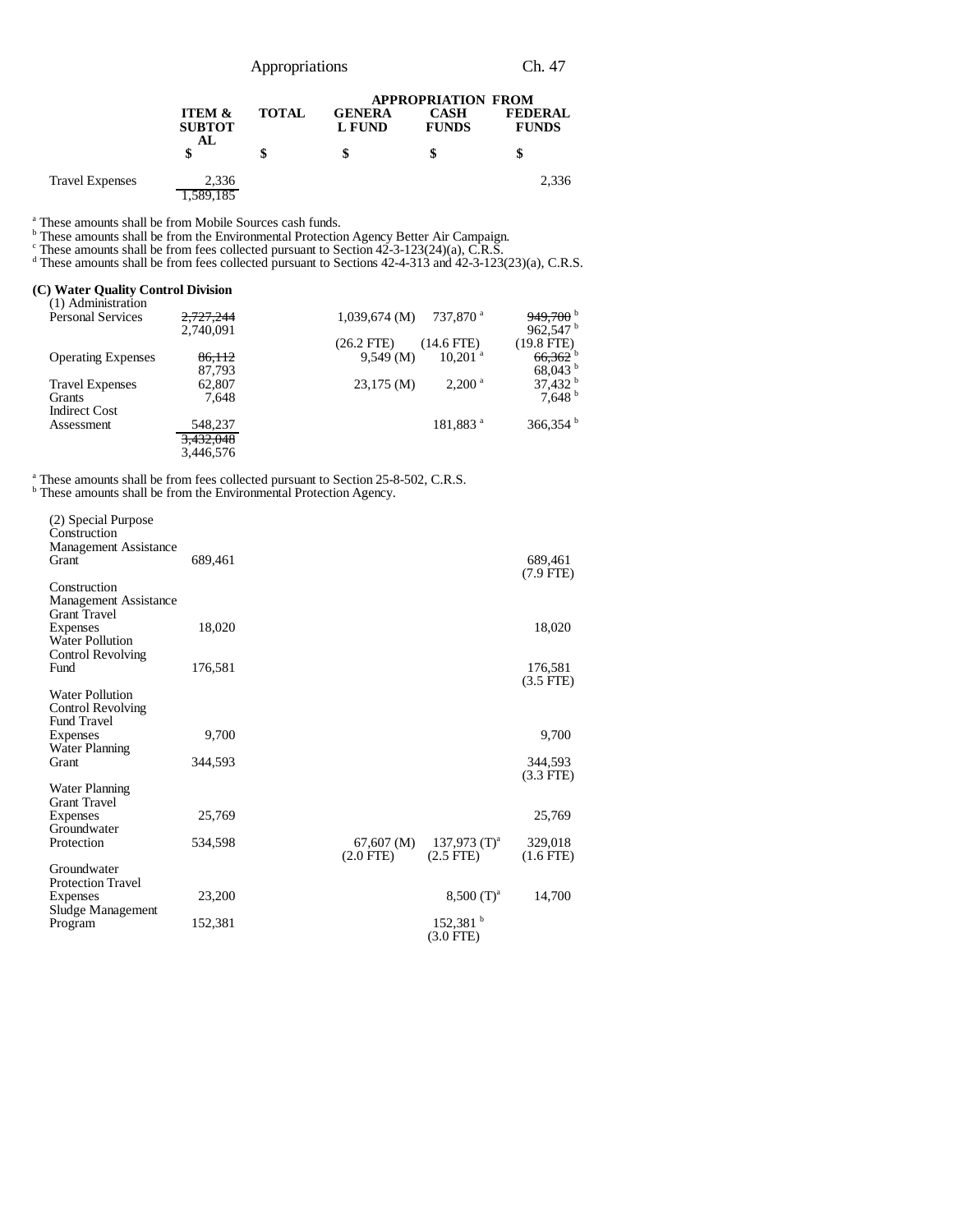| | ITEM & SUBTOTAL | TOTAL | APPROPRIATION FROM GENERAL FUND | CASH FUNDS | FEDERAL FUNDS |
|---|---|---|---|---|---|
| | $ | $ | $ | $ | $ |
| Travel Expenses | 2,336 | | | | 2,336 |
| | 1,589,185 | | | | |

[a] These amounts shall be from Mobile Sources cash funds.
[b] These amounts shall be from the Environmental Protection Agency Better Air Campaign.
[c] These amounts shall be from fees collected pursuant to Section 42-3-123(24)(a), C.R.S.
[d] These amounts shall be from fees collected pursuant to Sections 42-4-313 and 42-3-123(23)(a), C.R.S.

**(C) Water Quality Control Division**

| | ITEM & SUBTOTAL | TOTAL | GENERAL FUND | CASH FUNDS | FEDERAL FUNDS |
|---|---|---|---|---|---|
| (1) Administration | | | | | |
| Personal Services | ~~2,727,244~~ 2,740,091 | | 1,039,674 (M) (26.2 FTE) | 737,870 [a] (14.6 FTE) | ~~949,700~~ [b] 962,547 [b] (19.8 FTE) |
| Operating Expenses | ~~86,112~~ 87,793 | | 9,549 (M) | 10,201 [a] | ~~66,362~~ [b] 68,043 [b] |
| Travel Expenses | 62,807 | | 23,175 (M) | 2,200 [a] | 37,432 [b] |
| Grants | 7,648 | | | | 7,648 [b] |
| Indirect Cost Assessment | 548,237 | | | 181,883 [a] | 366,354 [b] |
| | ~~3,432,048~~ 3,446,576 | | | | |

[a] These amounts shall be from fees collected pursuant to Section 25-8-502, C.R.S.
[b] These amounts shall be from the Environmental Protection Agency.

| | ITEM & SUBTOTAL | TOTAL | GENERAL FUND | CASH FUNDS | FEDERAL FUNDS |
|---|---|---|---|---|---|
| (2) Special Purpose | | | | | |
| Construction Management Assistance Grant | 689,461 | | | | 689,461 (7.9 FTE) |
| Construction Management Assistance Grant Travel Expenses | 18,020 | | | | 18,020 |
| Water Pollution Control Revolving Fund | 176,581 | | | | 176,581 (3.5 FTE) |
| Water Pollution Control Revolving Fund Travel Expenses | 9,700 | | | | 9,700 |
| Water Planning Grant | 344,593 | | | | 344,593 (3.3 FTE) |
| Water Planning Grant Travel Expenses | 25,769 | | | | 25,769 |
| Groundwater Protection | 534,598 | | 67,607 (M) (2.0 FTE) | 137,973 (T)[a] (2.5 FTE) | 329,018 (1.6 FTE) |
| Groundwater Protection Travel Expenses | 23,200 | | | 8,500 (T)[a] | 14,700 |
| Sludge Management Program | 152,381 | | | 152,381 [b] (3.0 FTE) | |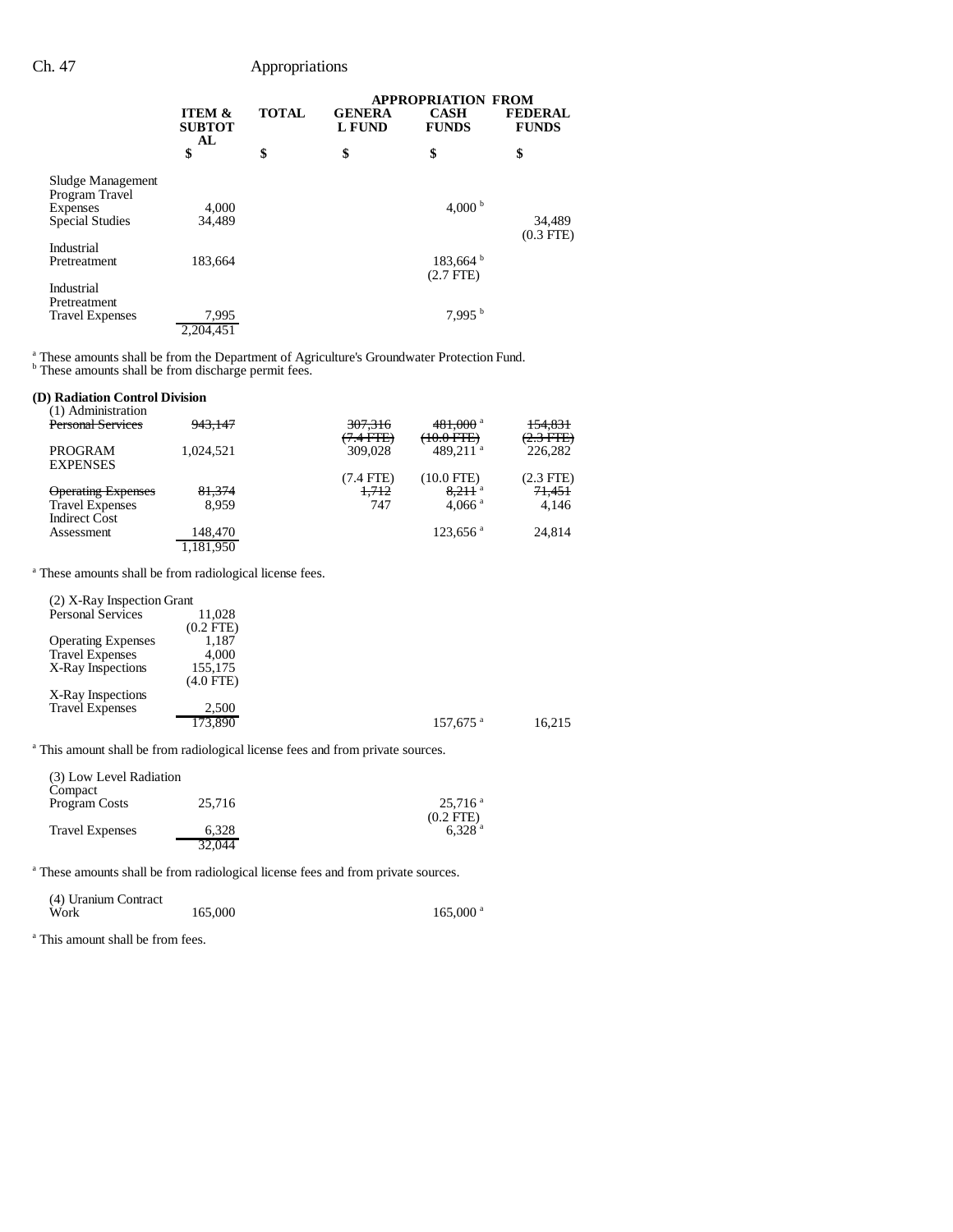| | ITEM & SUBTOTAL | TOTAL | APPROPRIATION FROM GENERAL FUND | CASH FUNDS | FEDERAL FUNDS |
|---|---|---|---|---|---|
| | $ | $ | $ | $ | $ |
| Sludge Management Program Travel Expenses | 4,000 | | | 4,000 [b] | |
| Special Studies | 34,489 | | | | 34,489 (0.3 FTE) |
| Industrial Pretreatment | 183,664 | | | 183,664 [b] (2.7 FTE) | |
| Industrial Pretreatment Travel Expenses | 7,995 | | | 7,995 [b] | |
| | 2,204,451 | | | | |

[a] These amounts shall be from the Department of Agriculture's Groundwater Protection Fund.
[b] These amounts shall be from discharge permit fees.

**(D) Radiation Control Division**

| | ITEM & SUBTOTAL | TOTAL | GENERAL FUND | CASH FUNDS | FEDERAL FUNDS |
|---|---|---|---|---|---|
| (1) Administration | | | | | |
| ~~Personal Services~~ | ~~943,147~~ | | ~~307,316~~ ~~(7.4 FTE)~~ | ~~481,000~~ [a] ~~(10.0 FTE)~~ | ~~154,831~~ ~~(2.3 FTE)~~ |
| PROGRAM EXPENSES | 1,024,521 | | 309,028 (7.4 FTE) | 489,211 [a] (10.0 FTE) | 226,282 (2.3 FTE) |
| ~~Operating Expenses~~ | ~~81,374~~ | | ~~1,712~~ | ~~8,211~~ [a] | ~~71,451~~ |
| Travel Expenses | 8,959 | | 747 | 4,066 [a] | 4,146 |
| Indirect Cost Assessment | 148,470 | | | 123,656 [a] | 24,814 |
| | 1,181,950 | | | | |

[a] These amounts shall be from radiological license fees.

| | ITEM & SUBTOTAL | TOTAL | GENERAL FUND | CASH FUNDS | FEDERAL FUNDS |
|---|---|---|---|---|---|
| (2) X-Ray Inspection Grant | | | | | |
| Personal Services | 11,028 (0.2 FTE) | | | | |
| Operating Expenses | 1,187 | | | | |
| Travel Expenses | 4,000 | | | | |
| X-Ray Inspections | 155,175 (4.0 FTE) | | | | |
| X-Ray Inspections Travel Expenses | 2,500 | | | | |
| | 173,890 | | | 157,675 [a] | 16,215 |

[a] This amount shall be from radiological license fees and from private sources.

| | ITEM & SUBTOTAL | TOTAL | GENERAL FUND | CASH FUNDS | FEDERAL FUNDS |
|---|---|---|---|---|---|
| (3) Low Level Radiation Compact | | | | | |
| Program Costs | 25,716 | | | 25,716 [a] (0.2 FTE) | |
| Travel Expenses | 6,328 | | | 6,328 [a] | |
| | 32,044 | | | | |

[a] These amounts shall be from radiological license fees and from private sources.

| | ITEM & SUBTOTAL | TOTAL | GENERAL FUND | CASH FUNDS | FEDERAL FUNDS |
|---|---|---|---|---|---|
| (4) Uranium Contract Work | 165,000 | | | 165,000 [a] | |

[a] This amount shall be from fees.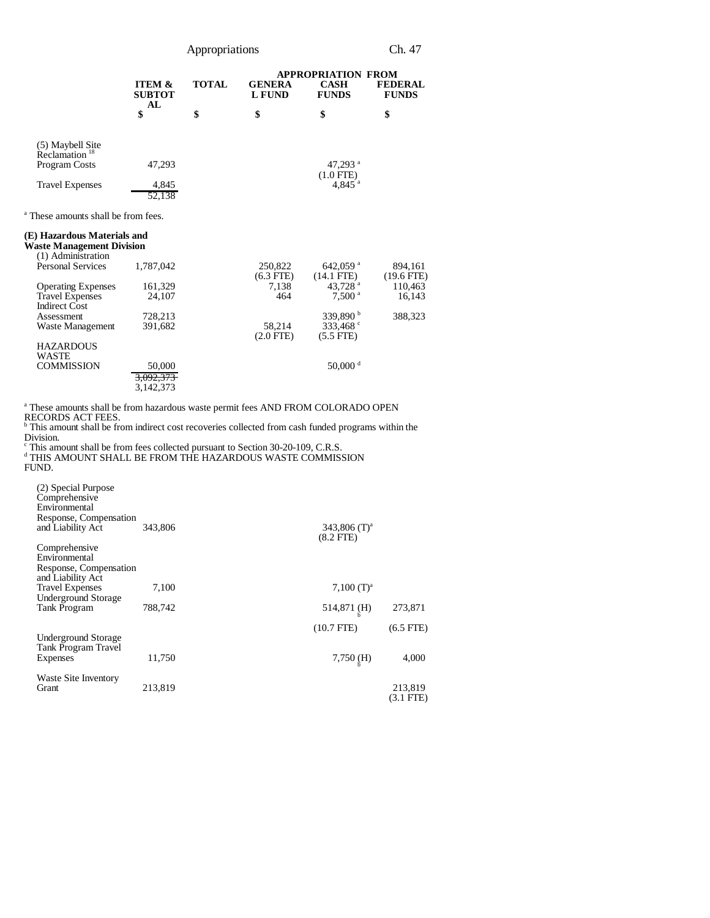| | ITEM & SUBTOTAL | TOTAL | GENERAL FUND | APPROPRIATION FROM CASH FUNDS | FEDERAL FUNDS |
|---|---|---|---|---|---|
| | $ | $ | $ | $ | $ |
| (5) Maybell Site Reclamation [18] | | | | | |
| Program Costs | 47,293 | | | 47,293 [a] (1.0 FTE) | |
| Travel Expenses | 4,845 | | | 4,845 [a] | |
| | 52,138 | | | | |

[a] These amounts shall be from fees.

**(E) Hazardous Materials and Waste Management Division**

| | ITEM & SUBTOTAL | TOTAL | GENERAL FUND | CASH FUNDS | FEDERAL FUNDS |
|---|---|---|---|---|---|
| (1) Administration | | | | | |
| Personal Services | 1,787,042 | | 250,822 (6.3 FTE) | 642,059 [a] (14.1 FTE) | 894,161 (19.6 FTE) |
| Operating Expenses | 161,329 | | 7,138 | 43,728 [a] | 110,463 |
| Travel Expenses | 24,107 | | 464 | 7,500 [a] | 16,143 |
| Indirect Cost Assessment | 728,213 | | | 339,890 [b] | 388,323 |
| Waste Management | 391,682 | | 58,214 (2.0 FTE) | 333,468 [c] (5.5 FTE) | |
| HAZARDOUS WASTE COMMISSION | 50,000 | | | 50,000 [d] | |
| | ~~3,092,373~~ 3,142,373 | | | | |

[a] These amounts shall be from hazardous waste permit fees AND FROM COLORADO OPEN RECORDS ACT FEES.
[b] This amount shall be from indirect cost recoveries collected from cash funded programs within the Division.
[c] This amount shall be from fees collected pursuant to Section 30-20-109, C.R.S.
[d] THIS AMOUNT SHALL BE FROM THE HAZARDOUS WASTE COMMISSION FUND.

| | ITEM & SUBTOTAL | TOTAL | GENERAL FUND | CASH FUNDS | FEDERAL FUNDS |
|---|---|---|---|---|---|
| (2) Special Purpose | | | | | |
| Comprehensive Environmental Response, Compensation and Liability Act | 343,806 | | | 343,806 (T)[a] (8.2 FTE) | |
| Comprehensive Environmental Response, Compensation and Liability Act Travel Expenses | 7,100 | | | 7,100 (T)[a] | |
| Underground Storage Tank Program | 788,742 | | | 514,871 (H)[b] (10.7 FTE) | 273,871 (6.5 FTE) |
| Underground Storage Tank Program Travel Expenses | 11,750 | | | 7,750 (H)[b] | 4,000 |
| Waste Site Inventory Grant | 213,819 | | | | 213,819 (3.1 FTE) |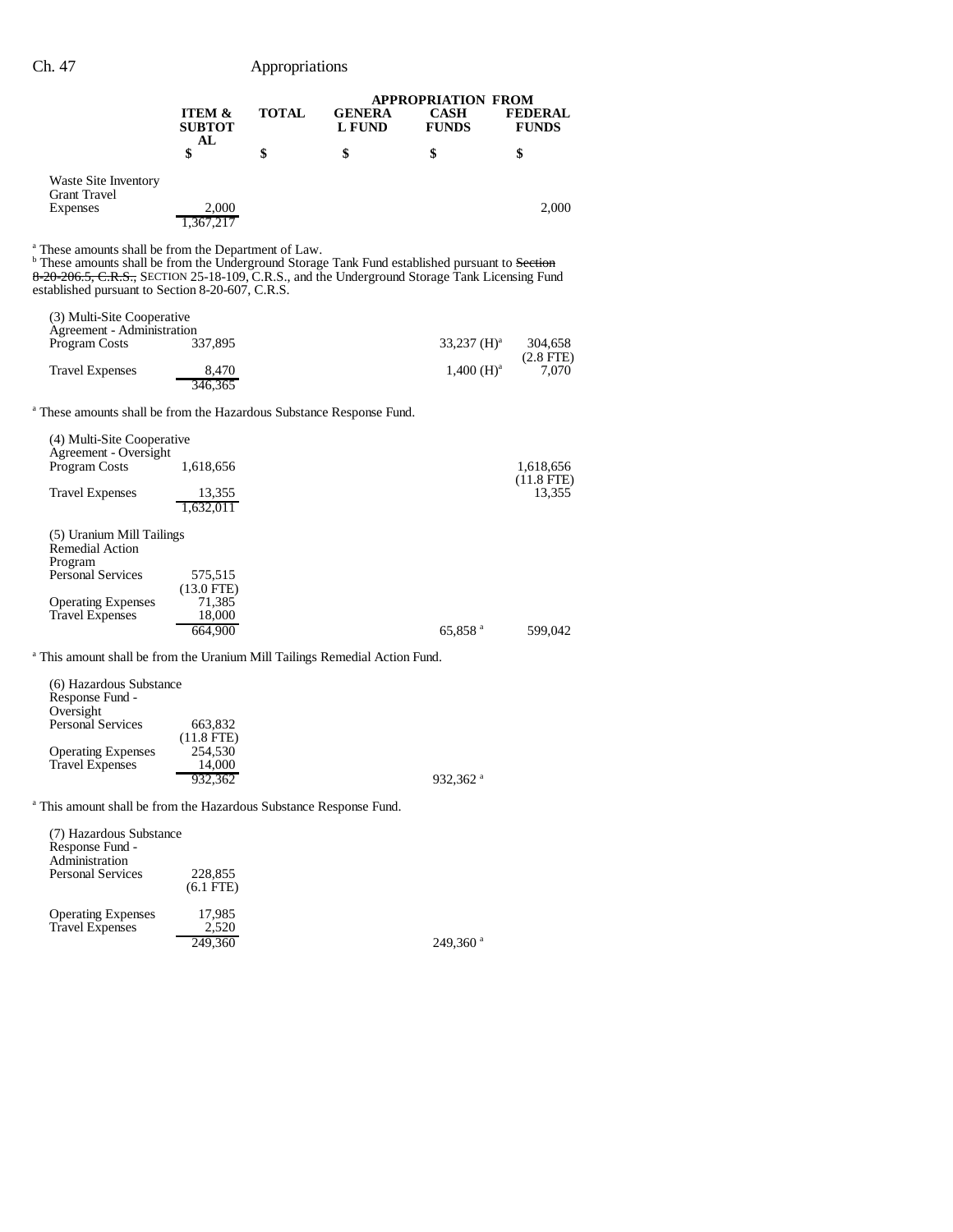| | ITEM & SUBTOTAL | TOTAL | GENERAL FUND | APPROPRIATION FROM CASH FUNDS | FEDERAL FUNDS |
|---|---|---|---|---|---|
| | $ | $ | $ | $ | $ |
| Waste Site Inventory Grant Travel Expenses | 2,000 | | | | 2,000 |
| | 1,367,217 | | | | |

[a] These amounts shall be from the Department of Law.
[b] These amounts shall be from the Underground Storage Tank Fund established pursuant to ~~Section 8-20-206.5, C.R.S.,~~ SECTION 25-18-109, C.R.S., and the Underground Storage Tank Licensing Fund established pursuant to Section 8-20-607, C.R.S.

| | ITEM & SUBTOTAL | TOTAL | GENERAL FUND | CASH FUNDS | FEDERAL FUNDS |
|---|---|---|---|---|---|
| (3) Multi-Site Cooperative Agreement - Administration | | | | | |
| Program Costs | 337,895 | | | 33,237 (H)[a] | 304,658 (2.8 FTE) |
| Travel Expenses | 8,470 | | | 1,400 (H)[a] | 7,070 |
| | 346,365 | | | | |

[a] These amounts shall be from the Hazardous Substance Response Fund.

| | ITEM & SUBTOTAL | TOTAL | GENERAL FUND | CASH FUNDS | FEDERAL FUNDS |
|---|---|---|---|---|---|
| (4) Multi-Site Cooperative Agreement - Oversight | | | | | |
| Program Costs | 1,618,656 | | | | 1,618,656 (11.8 FTE) |
| Travel Expenses | 13,355 | | | | 13,355 |
| | 1,632,011 | | | | |
| (5) Uranium Mill Tailings Remedial Action Program | | | | | |
| Personal Services | 575,515 (13.0 FTE) | | | | |
| Operating Expenses | 71,385 | | | | |
| Travel Expenses | 18,000 | | | | |
| | 664,900 | | | 65,858[a] | 599,042 |

[a] This amount shall be from the Uranium Mill Tailings Remedial Action Fund.

| | ITEM & SUBTOTAL | TOTAL | GENERAL FUND | CASH FUNDS | FEDERAL FUNDS |
|---|---|---|---|---|---|
| (6) Hazardous Substance Response Fund - Oversight | | | | | |
| Personal Services | 663,832 (11.8 FTE) | | | | |
| Operating Expenses | 254,530 | | | | |
| Travel Expenses | 14,000 | | | | |
| | 932,362 | | | 932,362[a] | |

[a] This amount shall be from the Hazardous Substance Response Fund.

| | ITEM & SUBTOTAL | TOTAL | GENERAL FUND | CASH FUNDS | FEDERAL FUNDS |
|---|---|---|---|---|---|
| (7) Hazardous Substance Response Fund - Administration | | | | | |
| Personal Services | 228,855 (6.1 FTE) | | | | |
| Operating Expenses | 17,985 | | | | |
| Travel Expenses | 2,520 | | | | |
| | 249,360 | | | 249,360[a] | |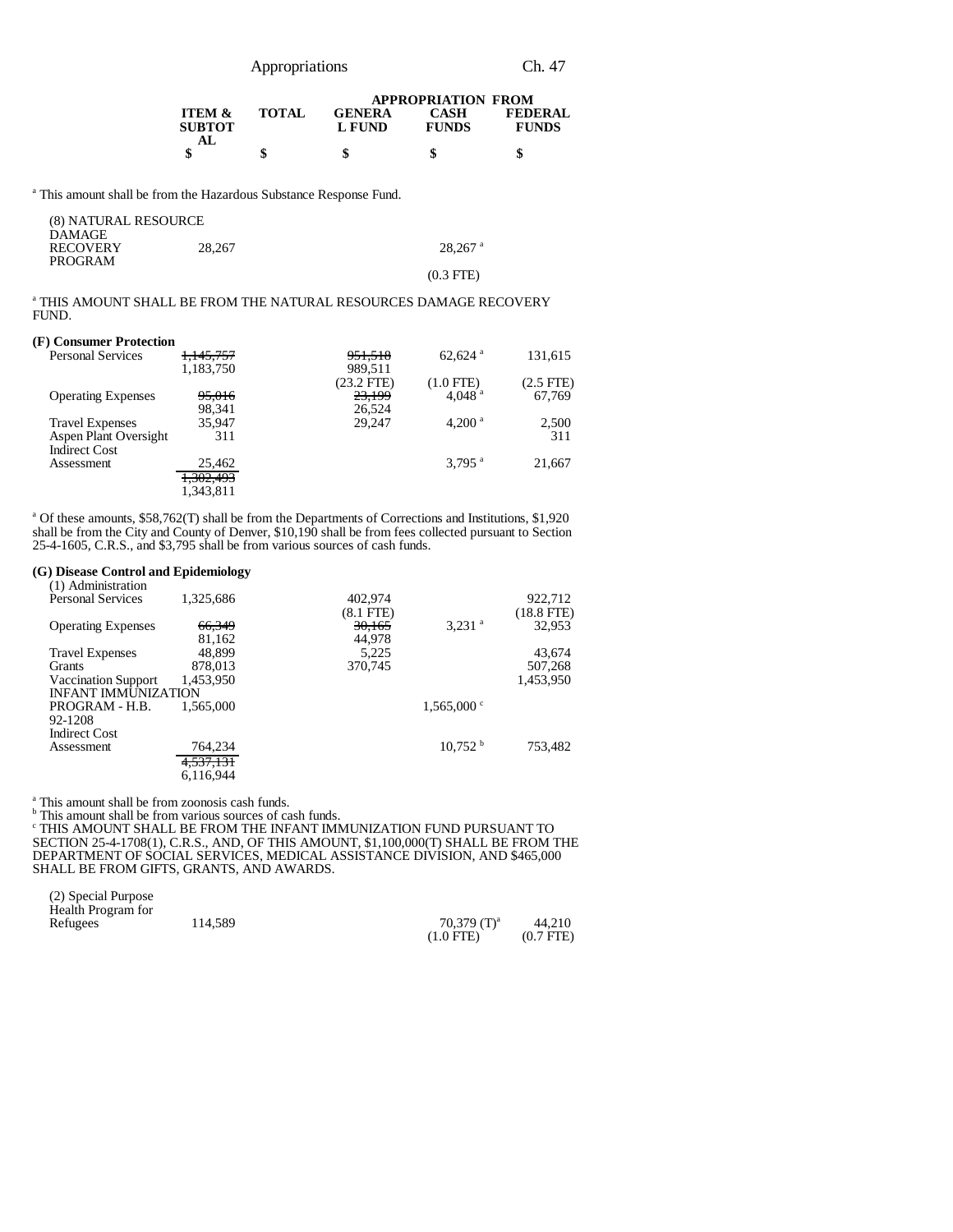| | ITEM & SUBTOTAL | TOTAL | APPROPRIATION FROM GENERAL FUND | CASH FUNDS | FEDERAL FUNDS |
|---|---|---|---|---|---|
| | $ | $ | $ | $ | $ |

[a] This amount shall be from the Hazardous Substance Response Fund.

| | ITEM & SUBTOTAL | TOTAL | GENERAL FUND | CASH FUNDS | FEDERAL FUNDS |
|---|---|---|---|---|---|
| (8) NATURAL RESOURCE DAMAGE RECOVERY PROGRAM | 28,267 | | | 28,267 [a] | |
| | | | | (0.3 FTE) | |

[a] THIS AMOUNT SHALL BE FROM THE NATURAL RESOURCES DAMAGE RECOVERY FUND.

**(F) Consumer Protection**

| | ITEM & SUBTOTAL | TOTAL | GENERAL FUND | CASH FUNDS | FEDERAL FUNDS |
|---|---|---|---|---|---|
| Personal Services | ~~1,145,757~~ 1,183,750 | | ~~951,518~~ 989,511 | 62,624 [a] | 131,615 |
| | | | (23.2 FTE) | (1.0 FTE) | (2.5 FTE) |
| Operating Expenses | ~~95,016~~ 98,341 | | ~~23,199~~ 26,524 | 4,048 [a] | 67,769 |
| Travel Expenses | 35,947 | | 29,247 | 4,200 [a] | 2,500 |
| Aspen Plant Oversight | 311 | | | | 311 |
| Indirect Cost Assessment | 25,462 | | | 3,795 [a] | 21,667 |
| | ~~1,302,493~~ 1,343,811 | | | | |

[a] Of these amounts, $58,762(T) shall be from the Departments of Corrections and Institutions, $1,920 shall be from the City and County of Denver, $10,190 shall be from fees collected pursuant to Section 25-4-1605, C.R.S., and $3,795 shall be from various sources of cash funds.

**(G) Disease Control and Epidemiology**

| (1) Administration | ITEM & SUBTOTAL | TOTAL | GENERAL FUND | CASH FUNDS | FEDERAL FUNDS |
|---|---|---|---|---|---|
| Personal Services | 1,325,686 | | 402,974 | | 922,712 |
| | | | (8.1 FTE) | | (18.8 FTE) |
| Operating Expenses | ~~66,349~~ 81,162 | | ~~30,165~~ 44,978 | 3,231 [a] | 32,953 |
| Travel Expenses | 48,899 | | 5,225 | | 43,674 |
| Grants | 878,013 | | 370,745 | | 507,268 |
| Vaccination Support | 1,453,950 | | | | 1,453,950 |
| INFANT IMMUNIZATION PROGRAM - H.B. 92-1208 | 1,565,000 | | | 1,565,000 [c] | |
| Indirect Cost Assessment | 764,234 | | | 10,752 [b] | 753,482 |
| | ~~4,537,131~~ 6,116,944 | | | | |

[a] This amount shall be from zoonosis cash funds.
[b] This amount shall be from various sources of cash funds.
[c] THIS AMOUNT SHALL BE FROM THE INFANT IMMUNIZATION FUND PURSUANT TO SECTION 25-4-1708(1), C.R.S., AND, OF THIS AMOUNT, $1,100,000(T) SHALL BE FROM THE DEPARTMENT OF SOCIAL SERVICES, MEDICAL ASSISTANCE DIVISION, AND $465,000 SHALL BE FROM GIFTS, GRANTS, AND AWARDS.

| | ITEM & SUBTOTAL | TOTAL | GENERAL FUND | CASH FUNDS | FEDERAL FUNDS |
|---|---|---|---|---|---|
| (2) Special Purpose Health Program for Refugees | 114,589 | | | 70,379 (T)[a] | 44,210 |
| | | | | (1.0 FTE) | (0.7 FTE) |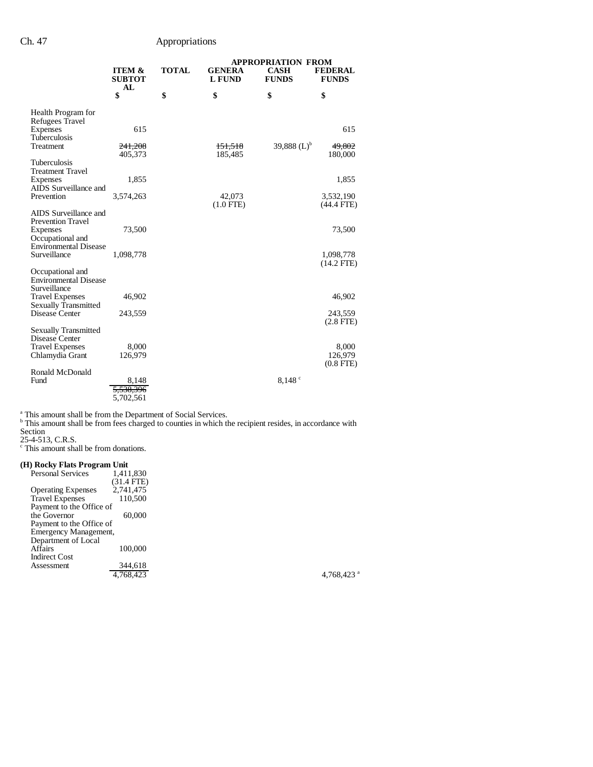| | ITEM & SUBTOTAL | TOTAL | APPROPRIATION FROM GENERAL FUND | CASH FUNDS | FEDERAL FUNDS |
|---|---|---|---|---|---|
| | $ | $ | $ | $ | $ |
| Health Program for Refugees Travel Expenses | 615 | | | | 615 |
| Tuberculosis Treatment | ~~241,208~~ 405,373 | | ~~151,518~~ 185,485 | 39,888 (L)[b] | ~~49,802~~ 180,000 |
| Tuberculosis Treatment Travel Expenses | 1,855 | | | | 1,855 |
| AIDS Surveillance and Prevention | 3,574,263 | | 42,073 (1.0 FTE) | | 3,532,190 (44.4 FTE) |
| AIDS Surveillance and Prevention Travel Expenses | 73,500 | | | | 73,500 |
| Occupational and Environmental Disease Surveillance | 1,098,778 | | | | 1,098,778 (14.2 FTE) |
| Occupational and Environmental Disease Surveillance Travel Expenses | 46,902 | | | | 46,902 |
| Sexually Transmitted Disease Center | 243,559 | | | | 243,559 (2.8 FTE) |
| Sexually Transmitted Disease Center Travel Expenses | 8,000 | | | | 8,000 |
| Chlamydia Grant | 126,979 | | | | 126,979 (0.8 FTE) |
| Ronald McDonald Fund | 8,148 | | | 8,148 [c] | |
| | ~~5,538,396~~ 5,702,561 | | | | |

[a] This amount shall be from the Department of Social Services.
[b] This amount shall be from fees charged to counties in which the recipient resides, in accordance with Section 25-4-513, C.R.S.
[c] This amount shall be from donations.

**(H) Rocky Flats Program Unit**

| | ITEM & SUBTOTAL | TOTAL | GENERAL FUND | CASH FUNDS | FEDERAL FUNDS |
|---|---|---|---|---|---|
| Personal Services | 1,411,830 (31.4 FTE) | | | | |
| Operating Expenses | 2,741,475 | | | | |
| Travel Expenses | 110,500 | | | | |
| Payment to the Office of the Governor | 60,000 | | | | |
| Payment to the Office of Emergency Management, Department of Local Affairs | 100,000 | | | | |
| Indirect Cost Assessment | 344,618 | | | | |
| | 4,768,423 | | | | 4,768,423 [a] |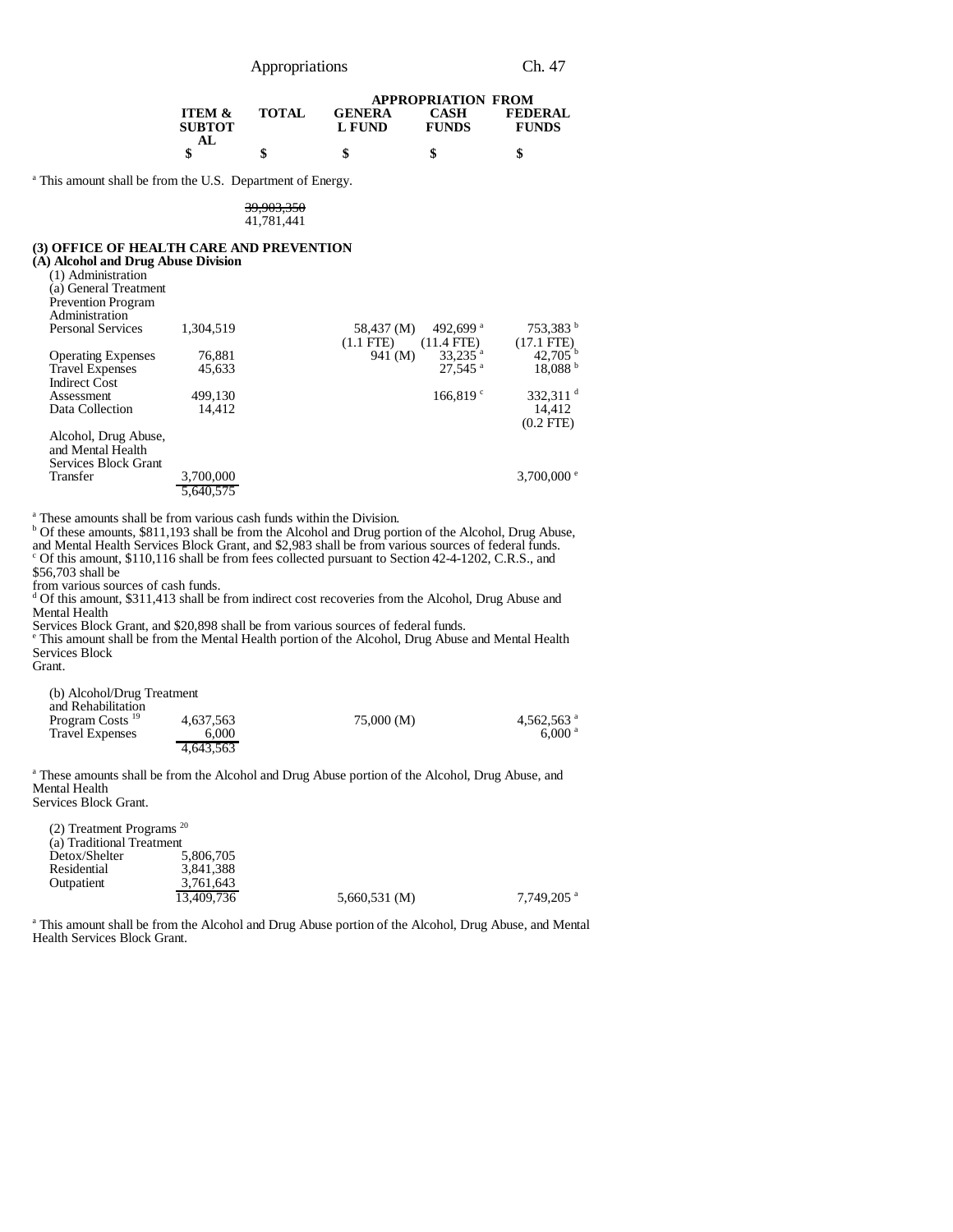| | ITEM & SUBTOTAL | TOTAL | APPROPRIATION FROM GENERAL FUND | CASH FUNDS | FEDERAL FUNDS |
|---|---|---|---|---|---|
| | $ | $ | $ | $ | $ |

[a] This amount shall be from the U.S. Department of Energy.

| | | | | | |
|---|---|---|---|---|---|
| | | ~~39,903,350~~ 41,781,441 | | | |

**(3) OFFICE OF HEALTH CARE AND PREVENTION**

**(A) Alcohol and Drug Abuse Division**

| | ITEM & SUBTOTAL | TOTAL | GENERAL FUND | CASH FUNDS | FEDERAL FUNDS |
|---|---|---|---|---|---|
| (1) Administration | | | | | |
| (a) General Treatment Prevention Program Administration | | | | | |
| Personal Services | 1,304,519 | | 58,437 (M) (1.1 FTE) | 492,699 [a] (11.4 FTE) | 753,383 [b] (17.1 FTE) |
| Operating Expenses | 76,881 | | 941 (M) | 33,235 [a] | 42,705 [b] |
| Travel Expenses | 45,633 | | | 27,545 [a] | 18,088 [b] |
| Indirect Cost Assessment | 499,130 | | | 166,819 [c] | 332,311 [d] |
| Data Collection | 14,412 | | | | 14,412 (0.2 FTE) |
| Alcohol, Drug Abuse, and Mental Health Services Block Grant Transfer | 3,700,000 | | | | 3,700,000 [e] |
| | 5,640,575 | | | | |

[a] These amounts shall be from various cash funds within the Division.
[b] Of these amounts, $811,193 shall be from the Alcohol and Drug portion of the Alcohol, Drug Abuse, and Mental Health Services Block Grant, and $2,983 shall be from various sources of federal funds.
[c] Of this amount, $110,116 shall be from fees collected pursuant to Section 42-4-1202, C.R.S., and $56,703 shall be from various sources of cash funds.
[d] Of this amount, $311,413 shall be from indirect cost recoveries from the Alcohol, Drug Abuse and Mental Health Services Block Grant, and $20,898 shall be from various sources of federal funds.
[e] This amount shall be from the Mental Health portion of the Alcohol, Drug Abuse and Mental Health Services Block Grant.

| | ITEM & SUBTOTAL | TOTAL | GENERAL FUND | CASH FUNDS | FEDERAL FUNDS |
|---|---|---|---|---|---|
| (b) Alcohol/Drug Treatment and Rehabilitation Program Costs [19] | 4,637,563 | | 75,000 (M) | | 4,562,563 [a] |
| Travel Expenses | 6,000 | | | | 6,000 [a] |
| | 4,643,563 | | | | |

[a] These amounts shall be from the Alcohol and Drug Abuse portion of the Alcohol, Drug Abuse, and Mental Health Services Block Grant.

| | ITEM & SUBTOTAL | TOTAL | GENERAL FUND | CASH FUNDS | FEDERAL FUNDS |
|---|---|---|---|---|---|
| (2) Treatment Programs [20] | | | | | |
| (a) Traditional Treatment | | | | | |
| Detox/Shelter | 5,806,705 | | | | |
| Residential | 3,841,388 | | | | |
| Outpatient | 3,761,643 | | | | |
| | 13,409,736 | | 5,660,531 (M) | | 7,749,205 [a] |

[a] This amount shall be from the Alcohol and Drug Abuse portion of the Alcohol, Drug Abuse, and Mental Health Services Block Grant.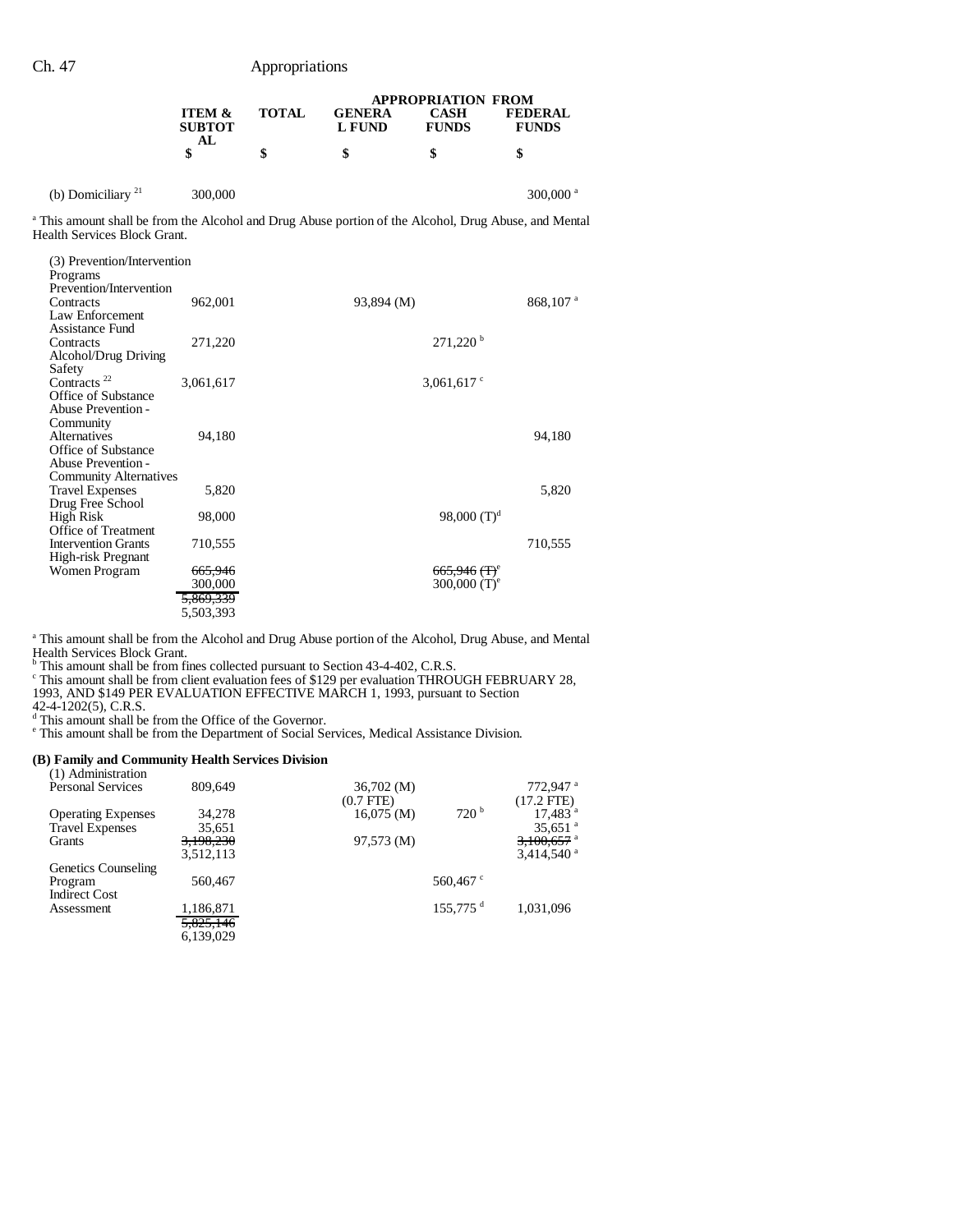| | ITEM & SUBTOTAL | TOTAL | APPROPRIATION FROM GENERAL FUND | CASH FUNDS | FEDERAL FUNDS |
|---|---|---|---|---|---|
| | $ | $ | $ | $ | $ |
| (b) Domiciliary [21] | 300,000 | | | | 300,000 [a] |

[a] This amount shall be from the Alcohol and Drug Abuse portion of the Alcohol, Drug Abuse, and Mental Health Services Block Grant.

| | ITEM & SUBTOTAL | TOTAL | GENERAL FUND | CASH FUNDS | FEDERAL FUNDS |
|---|---|---|---|---|---|
| (3) Prevention/Intervention Programs | | | | | |
| Prevention/Intervention Contracts | 962,001 | | 93,894 (M) | | 868,107 [a] |
| Law Enforcement Assistance Fund Contracts | 271,220 | | | 271,220 [b] | |
| Alcohol/Drug Driving Safety Contracts [22] | 3,061,617 | | | 3,061,617 [c] | |
| Office of Substance Abuse Prevention - Community Alternatives | 94,180 | | | | 94,180 |
| Office of Substance Abuse Prevention - Community Alternatives Travel Expenses | 5,820 | | | | 5,820 |
| Drug Free School High Risk | 98,000 | | | 98,000 (T)[d] | |
| Office of Treatment Intervention Grants | 710,555 | | | | 710,555 |
| High-risk Pregnant Women Program | ~~665,946~~ 300,000 | | | ~~665,946 (T)~~[e] 300,000 (T)[e] | |
| | ~~5,869,339~~ 5,503,393 | | | | |

[a] This amount shall be from the Alcohol and Drug Abuse portion of the Alcohol, Drug Abuse, and Mental Health Services Block Grant.
[b] This amount shall be from fines collected pursuant to Section 43-4-402, C.R.S.
[c] This amount shall be from client evaluation fees of $129 per evaluation THROUGH FEBRUARY 28, 1993, AND $149 PER EVALUATION EFFECTIVE MARCH 1, 1993, pursuant to Section 42-4-1202(5), C.R.S.
[d] This amount shall be from the Office of the Governor.
[e] This amount shall be from the Department of Social Services, Medical Assistance Division.

**(B) Family and Community Health Services Division**

| | ITEM & SUBTOTAL | TOTAL | GENERAL FUND | CASH FUNDS | FEDERAL FUNDS |
|---|---|---|---|---|---|
| (1) Administration | | | | | |
| Personal Services | 809,649 | | 36,702 (M) (0.7 FTE) | | 772,947 [a] (17.2 FTE) |
| Operating Expenses | 34,278 | | 16,075 (M) | 720 [b] | 17,483 [a] |
| Travel Expenses | 35,651 | | | | 35,651 [a] |
| Grants | ~~3,198,230~~ 3,512,113 | | 97,573 (M) | | ~~3,100,657~~ [a] 3,414,540 [a] |
| Genetics Counseling Program | 560,467 | | | 560,467 [c] | |
| Indirect Cost Assessment | 1,186,871 | | | 155,775 [d] | 1,031,096 |
| | ~~5,825,146~~ 6,139,029 | | | | |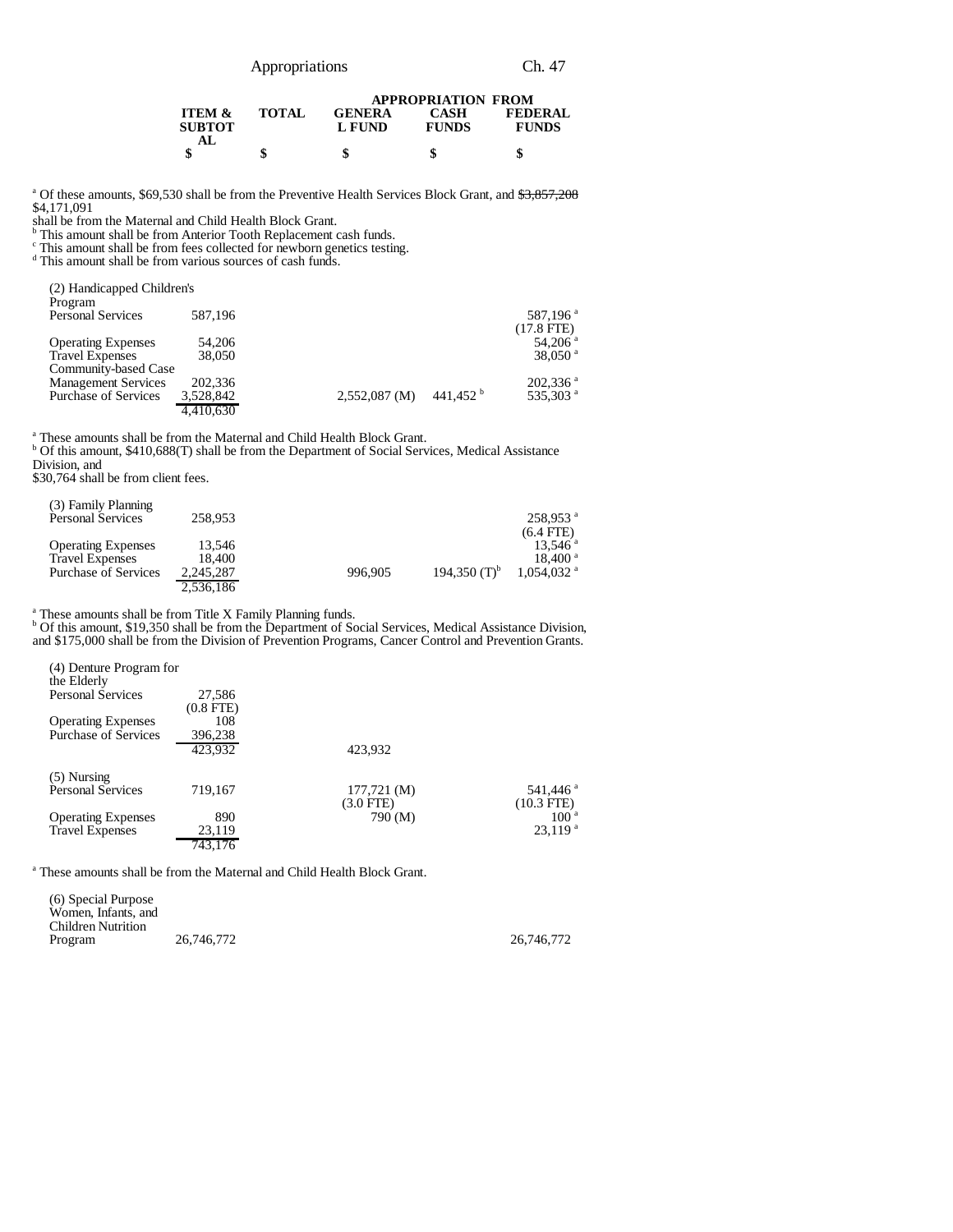| ITEM & SUBTOTAL | TOTAL | GENERAL FUND | CASH FUNDS | FEDERAL FUNDS |
|---|---|---|---|---|
| | | APPROPRIATION FROM | | |
| $ | $ | $ | $ | $ |

[a] Of these amounts, $69,530 shall be from the Preventive Health Services Block Grant, and ~~$3,857,208~~ $4,171,091 shall be from the Maternal and Child Health Block Grant.
[b] This amount shall be from Anterior Tooth Replacement cash funds.
[c] This amount shall be from fees collected for newborn genetics testing.
[d] This amount shall be from various sources of cash funds.

| | ITEM & SUBTOTAL | TOTAL | GENERAL FUND | CASH FUNDS | FEDERAL FUNDS |
|---|---|---|---|---|---|
| (2) Handicapped Children's Program | | | | | |
| Personal Services | 587,196 | | | | 587,196 [a] (17.8 FTE) |
| Operating Expenses | 54,206 | | | | 54,206 [a] |
| Travel Expenses | 38,050 | | | | 38,050 [a] |
| Community-based Case Management Services | 202,336 | | | | 202,336 [a] |
| Purchase of Services | 3,528,842 | | 2,552,087 (M) | 441,452 [b] | 535,303 [a] |
| | 4,410,630 | | | | |

[a] These amounts shall be from the Maternal and Child Health Block Grant.
[b] Of this amount, $410,688(T) shall be from the Department of Social Services, Medical Assistance Division, and $30,764 shall be from client fees.

| | ITEM & SUBTOTAL | TOTAL | GENERAL FUND | CASH FUNDS | FEDERAL FUNDS |
|---|---|---|---|---|---|
| (3) Family Planning | | | | | |
| Personal Services | 258,953 | | | | 258,953 [a] (6.4 FTE) |
| Operating Expenses | 13,546 | | | | 13,546 [a] |
| Travel Expenses | 18,400 | | | | 18,400 [a] |
| Purchase of Services | 2,245,287 | | 996,905 | 194,350 (T)[b] | 1,054,032 [a] |
| | 2,536,186 | | | | |

[a] These amounts shall be from Title X Family Planning funds.
[b] Of this amount, $19,350 shall be from the Department of Social Services, Medical Assistance Division, and $175,000 shall be from the Division of Prevention Programs, Cancer Control and Prevention Grants.

| | ITEM & SUBTOTAL | TOTAL | GENERAL FUND | CASH FUNDS | FEDERAL FUNDS |
|---|---|---|---|---|---|
| (4) Denture Program for the Elderly | | | | | |
| Personal Services | 27,586 (0.8 FTE) | | | | |
| Operating Expenses | 108 | | | | |
| Purchase of Services | 396,238 | | | | |
| | 423,932 | | 423,932 | | |
| (5) Nursing | | | | | |
| Personal Services | 719,167 | | 177,721 (M) (3.0 FTE) | | 541,446 [a] (10.3 FTE) |
| Operating Expenses | 890 | | 790 (M) | | 100 [a] |
| Travel Expenses | 23,119 | | | | 23,119 [a] |
| | 743,176 | | | | |

[a] These amounts shall be from the Maternal and Child Health Block Grant.

| | ITEM & SUBTOTAL | TOTAL | GENERAL FUND | CASH FUNDS | FEDERAL FUNDS |
|---|---|---|---|---|---|
| (6) Special Purpose Women, Infants, and Children Nutrition Program | 26,746,772 | | | | 26,746,772 |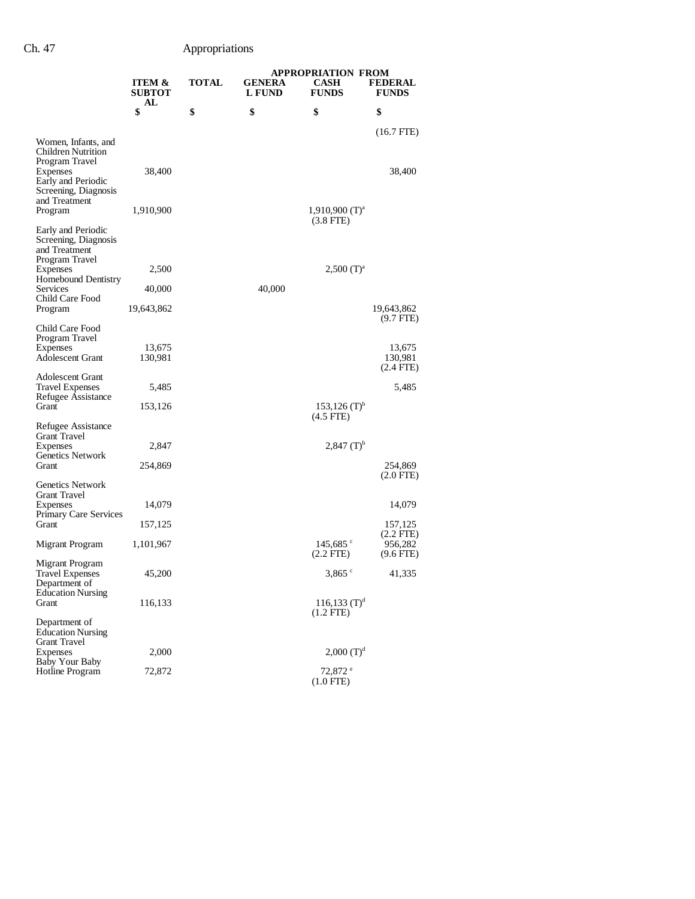| | ITEM & SUBTOTAL | TOTAL | GENERAL FUND | CASH FUNDS | FEDERAL FUNDS |
|---|---|---|---|---|---|
| | | | | APPROPRIATION FROM | |
| | $ | $ | $ | $ | $ |
| | | | | | (16.7 FTE) |
| Women, Infants, and Children Nutrition Program Travel Expenses | 38,400 | | | | 38,400 |
| Early and Periodic Screening, Diagnosis and Treatment Program | 1,910,900 | | | 1,910,900 (T)[a] (3.8 FTE) | |
| Early and Periodic Screening, Diagnosis and Treatment Program Travel Expenses | 2,500 | | | 2,500 (T)[a] | |
| Homebound Dentistry Services | 40,000 | | 40,000 | | |
| Child Care Food Program | 19,643,862 | | | | 19,643,862 (9.7 FTE) |
| Child Care Food Program Travel Expenses | 13,675 | | | | 13,675 |
| Adolescent Grant | 130,981 | | | | 130,981 (2.4 FTE) |
| Adolescent Grant Travel Expenses | 5,485 | | | | 5,485 |
| Refugee Assistance Grant | 153,126 | | | 153,126 (T)[b] (4.5 FTE) | |
| Refugee Assistance Grant Travel Expenses | 2,847 | | | 2,847 (T)[b] | |
| Genetics Network Grant | 254,869 | | | | 254,869 (2.0 FTE) |
| Genetics Network Grant Travel Expenses | 14,079 | | | | 14,079 |
| Primary Care Services Grant | 157,125 | | | | 157,125 (2.2 FTE) |
| Migrant Program | 1,101,967 | | | 145,685[c] (2.2 FTE) | 956,282 (9.6 FTE) |
| Migrant Program Travel Expenses | 45,200 | | | 3,865[c] | 41,335 |
| Department of Education Nursing Grant | 116,133 | | | 116,133 (T)[d] (1.2 FTE) | |
| Department of Education Nursing Grant Travel Expenses | 2,000 | | | 2,000 (T)[d] | |
| Baby Your Baby Hotline Program | 72,872 | | | 72,872[e] (1.0 FTE) | |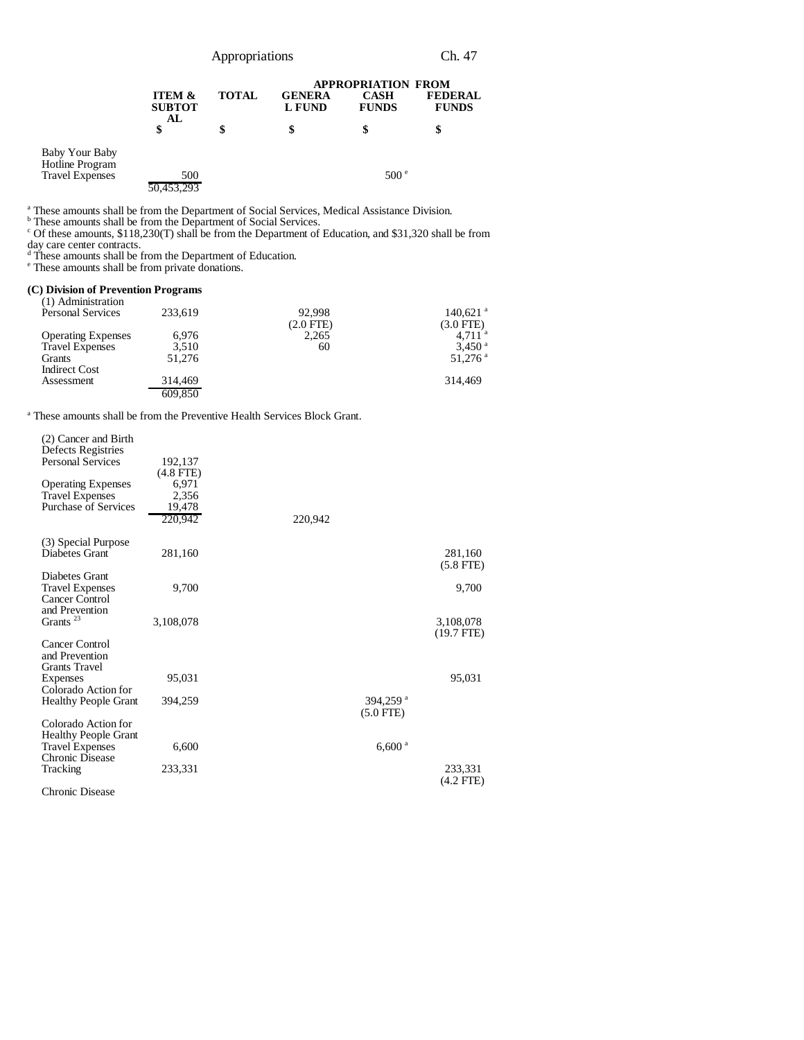| | ITEM & SUBTOTAL | TOTAL | APPROPRIATION FROM GENERAL FUND | CASH FUNDS | FEDERAL FUNDS |
|---|---|---|---|---|---|
| | $ | $ | $ | $ | $ |
| Baby Your Baby Hotline Program Travel Expenses | 500 | | | 500 [e] | |
| | 50,453,293 | | | | |

[a] These amounts shall be from the Department of Social Services, Medical Assistance Division.
[b] These amounts shall be from the Department of Social Services.
[c] Of these amounts, $118,230(T) shall be from the Department of Education, and $31,320 shall be from day care center contracts.
[d] These amounts shall be from the Department of Education.
[e] These amounts shall be from private donations.

**(C) Division of Prevention Programs**

| | ITEM & SUBTOTAL | TOTAL | GENERAL FUND | CASH FUNDS | FEDERAL FUNDS |
|---|---|---|---|---|---|
| (1) Administration | | | | | |
| Personal Services | 233,619 | | 92,998 (2.0 FTE) | | 140,621 [a] (3.0 FTE) |
| Operating Expenses | 6,976 | | 2,265 | | 4,711 [a] |
| Travel Expenses | 3,510 | | 60 | | 3,450 [a] |
| Grants | 51,276 | | | | 51,276 [a] |
| Indirect Cost Assessment | 314,469 | | | | 314,469 |
| | 609,850 | | | | |

[a] These amounts shall be from the Preventive Health Services Block Grant.

| | ITEM & SUBTOTAL | TOTAL | GENERAL FUND | CASH FUNDS | FEDERAL FUNDS |
|---|---|---|---|---|---|
| (2) Cancer and Birth Defects Registries | | | | | |
| Personal Services | 192,137 (4.8 FTE) | | | | |
| Operating Expenses | 6,971 | | | | |
| Travel Expenses | 2,356 | | | | |
| Purchase of Services | 19,478 | | | | |
| | 220,942 | | 220,942 | | |
| (3) Special Purpose | | | | | |
| Diabetes Grant | 281,160 | | | | 281,160 (5.8 FTE) |
| Diabetes Grant Travel Expenses | 9,700 | | | | 9,700 |
| Cancer Control and Prevention Grants [23] | 3,108,078 | | | | 3,108,078 (19.7 FTE) |
| Cancer Control and Prevention Grants Travel Expenses | 95,031 | | | | 95,031 |
| Colorado Action for Healthy People Grant | 394,259 | | | 394,259 [a] (5.0 FTE) | |
| Colorado Action for Healthy People Grant Travel Expenses | 6,600 | | | 6,600 [a] | |
| Chronic Disease Tracking | 233,331 | | | | 233,331 (4.2 FTE) |
| Chronic Disease | | | | | |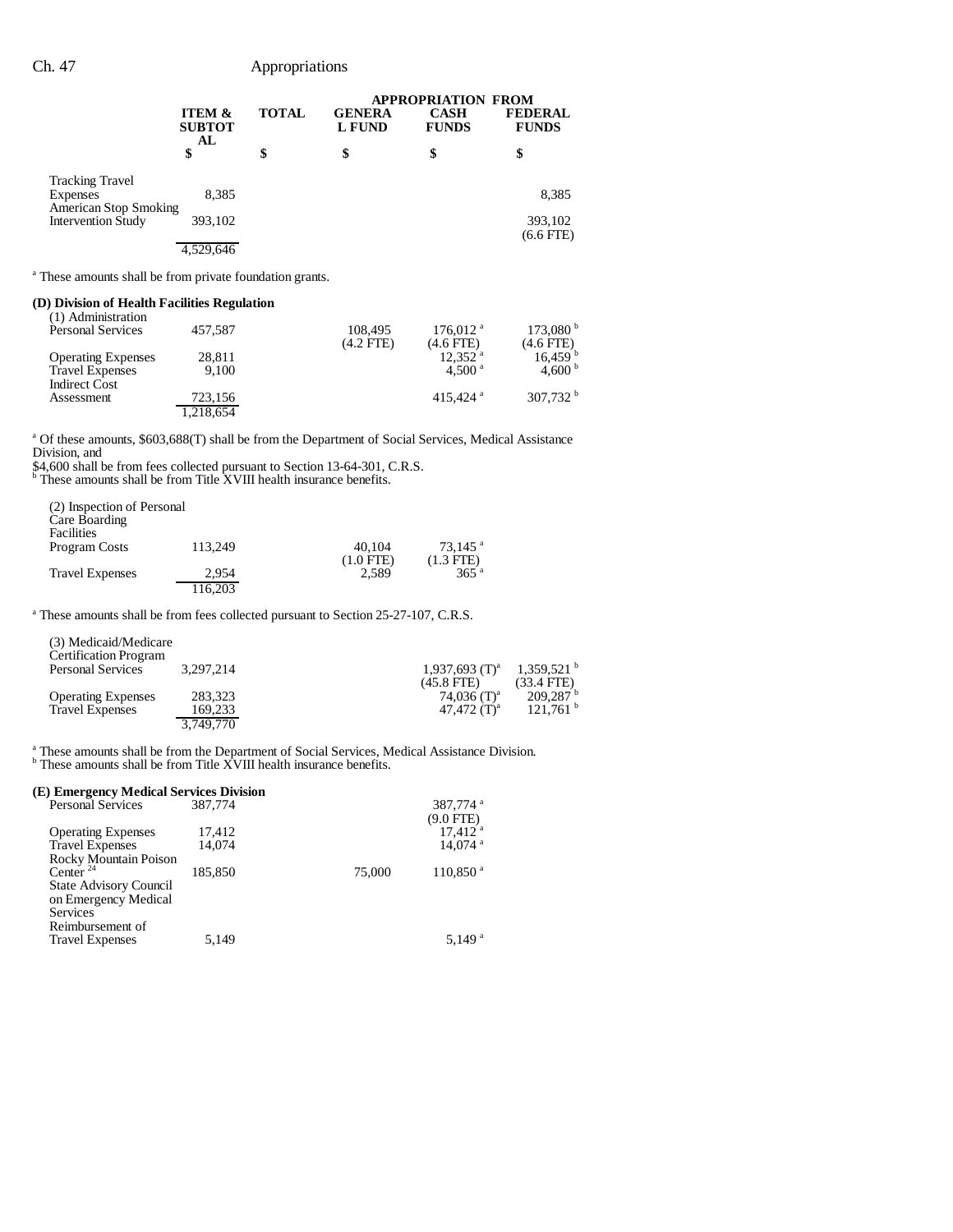| | ITEM & SUBTOTAL | TOTAL | APPROPRIATION FROM GENERAL FUND | CASH FUNDS | FEDERAL FUNDS |
|---|---|---|---|---|---|
| | $ | $ | $ | $ | $ |
| Tracking Travel Expenses | 8,385 | | | | 8,385 |
| American Stop Smoking Intervention Study | 393,102 | | | | 393,102 (6.6 FTE) |
| | 4,529,646 | | | | |

[a] These amounts shall be from private foundation grants.

**(D) Division of Health Facilities Regulation**

| | ITEM & SUBTOTAL | TOTAL | GENERAL FUND | CASH FUNDS | FEDERAL FUNDS |
|---|---|---|---|---|---|
| (1) Administration | | | | | |
| Personal Services | 457,587 | | 108,495 (4.2 FTE) | 176,012 [a] (4.6 FTE) | 173,080 [b] (4.6 FTE) |
| Operating Expenses | 28,811 | | | 12,352 [a] | 16,459 [b] |
| Travel Expenses | 9,100 | | | 4,500 [a] | 4,600 [b] |
| Indirect Cost Assessment | 723,156 | | | 415,424 [a] | 307,732 [b] |
| | 1,218,654 | | | | |

[a] Of these amounts, $603,688(T) shall be from the Department of Social Services, Medical Assistance Division, and $4,600 shall be from fees collected pursuant to Section 13-64-301, C.R.S.
[b] These amounts shall be from Title XVIII health insurance benefits.

| | ITEM & SUBTOTAL | TOTAL | GENERAL FUND | CASH FUNDS | FEDERAL FUNDS |
|---|---|---|---|---|---|
| (2) Inspection of Personal Care Boarding Facilities | | | | | |
| Program Costs | 113,249 | | 40,104 (1.0 FTE) | 73,145 [a] (1.3 FTE) | |
| Travel Expenses | 2,954 | | 2,589 | 365 [a] | |
| | 116,203 | | | | |

[a] These amounts shall be from fees collected pursuant to Section 25-27-107, C.R.S.

| | ITEM & SUBTOTAL | TOTAL | GENERAL FUND | CASH FUNDS | FEDERAL FUNDS |
|---|---|---|---|---|---|
| (3) Medicaid/Medicare Certification Program | | | | | |
| Personal Services | 3,297,214 | | | 1,937,693 (T)[a] (45.8 FTE) | 1,359,521 [b] (33.4 FTE) |
| Operating Expenses | 283,323 | | | 74,036 (T)[a] | 209,287 [b] |
| Travel Expenses | 169,233 | | | 47,472 (T)[a] | 121,761 [b] |
| | 3,749,770 | | | | |

[a] These amounts shall be from the Department of Social Services, Medical Assistance Division.
[b] These amounts shall be from Title XVIII health insurance benefits.

**(E) Emergency Medical Services Division**

| | ITEM & SUBTOTAL | TOTAL | GENERAL FUND | CASH FUNDS | FEDERAL FUNDS |
|---|---|---|---|---|---|
| Personal Services | 387,774 | | | 387,774 [a] (9.0 FTE) | |
| Operating Expenses | 17,412 | | | 17,412 [a] | |
| Travel Expenses | 14,074 | | | 14,074 [a] | |
| Rocky Mountain Poison Center [24] | 185,850 | | 75,000 | 110,850 [a] | |
| State Advisory Council on Emergency Medical Services Reimbursement of Travel Expenses | 5,149 | | | 5,149 [a] | |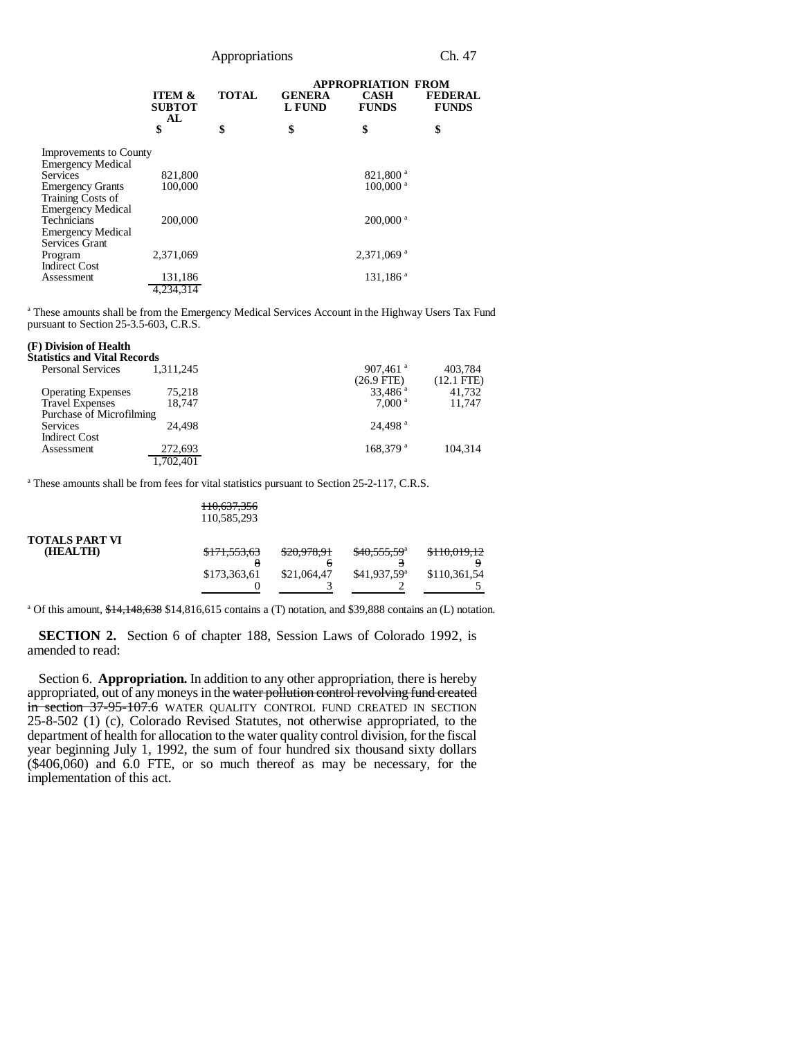| | ITEM & SUBTOTAL | TOTAL | GENERAL FUND | CASH FUNDS | FEDERAL FUNDS |
|---|---|---|---|---|---|
| | | | APPROPRIATION FROM | | |
| | $ | $ | $ | $ | $ |
| Improvements to County Emergency Medical Services | 821,800 | | | 821,800 [a] | |
| Emergency Grants | 100,000 | | | 100,000 [a] | |
| Training Costs of Emergency Medical Technicians | 200,000 | | | 200,000 [a] | |
| Emergency Medical Services Grant Program | 2,371,069 | | | 2,371,069 [a] | |
| Indirect Cost Assessment | 131,186 | | | 131,186 [a] | |
| | 4,234,314 | | | | |

[a] These amounts shall be from the Emergency Medical Services Account in the Highway Users Tax Fund pursuant to Section 25-3.5-603, C.R.S.

**(F) Division of Health Statistics and Vital Records**

| | ITEM & SUBTOTAL | TOTAL | GENERAL FUND | CASH FUNDS | FEDERAL FUNDS |
|---|---|---|---|---|---|
| Personal Services | 1,311,245 | | | 907,461 [a] (26.9 FTE) | 403,784 (12.1 FTE) |
| Operating Expenses | 75,218 | | | 33,486 [a] | 41,732 |
| Travel Expenses | 18,747 | | | 7,000 [a] | 11,747 |
| Purchase of Microfilming Services | 24,498 | | | 24,498 [a] | |
| Indirect Cost Assessment | 272,693 | | | 168,379 [a] | 104,314 |
| | 1,702,401 | | | | |

[a] These amounts shall be from fees for vital statistics pursuant to Section 25-2-117, C.R.S.

| | ITEM & SUBTOTAL | TOTAL | GENERAL FUND | CASH FUNDS | FEDERAL FUNDS |
|---|---|---|---|---|---|
| | ~~110,637,356~~ 110,585,293 | | | | |
| **TOTALS PART VI (HEALTH)** | | ~~$171,553,638~~ $173,363,610 | ~~$20,978,916~~ $21,064,473 | ~~$40,555,593~~[a] $41,937,592[a] | ~~$110,019,129~~ $110,361,545 |

[a] Of this amount, ~~$14,148,638~~ $14,816,615 contains a (T) notation, and $39,888 contains an (L) notation.

**SECTION 2.** Section 6 of chapter 188, Session Laws of Colorado 1992, is amended to read:

Section 6. **Appropriation.** In addition to any other appropriation, there is hereby appropriated, out of any moneys in the ~~water pollution control revolving fund created in section 37-95-107.6~~ WATER QUALITY CONTROL FUND CREATED IN SECTION 25-8-502 (1) (c), Colorado Revised Statutes, not otherwise appropriated, to the department of health for allocation to the water quality control division, for the fiscal year beginning July 1, 1992, the sum of four hundred six thousand sixty dollars ($406,060) and 6.0 FTE, or so much thereof as may be necessary, for the implementation of this act.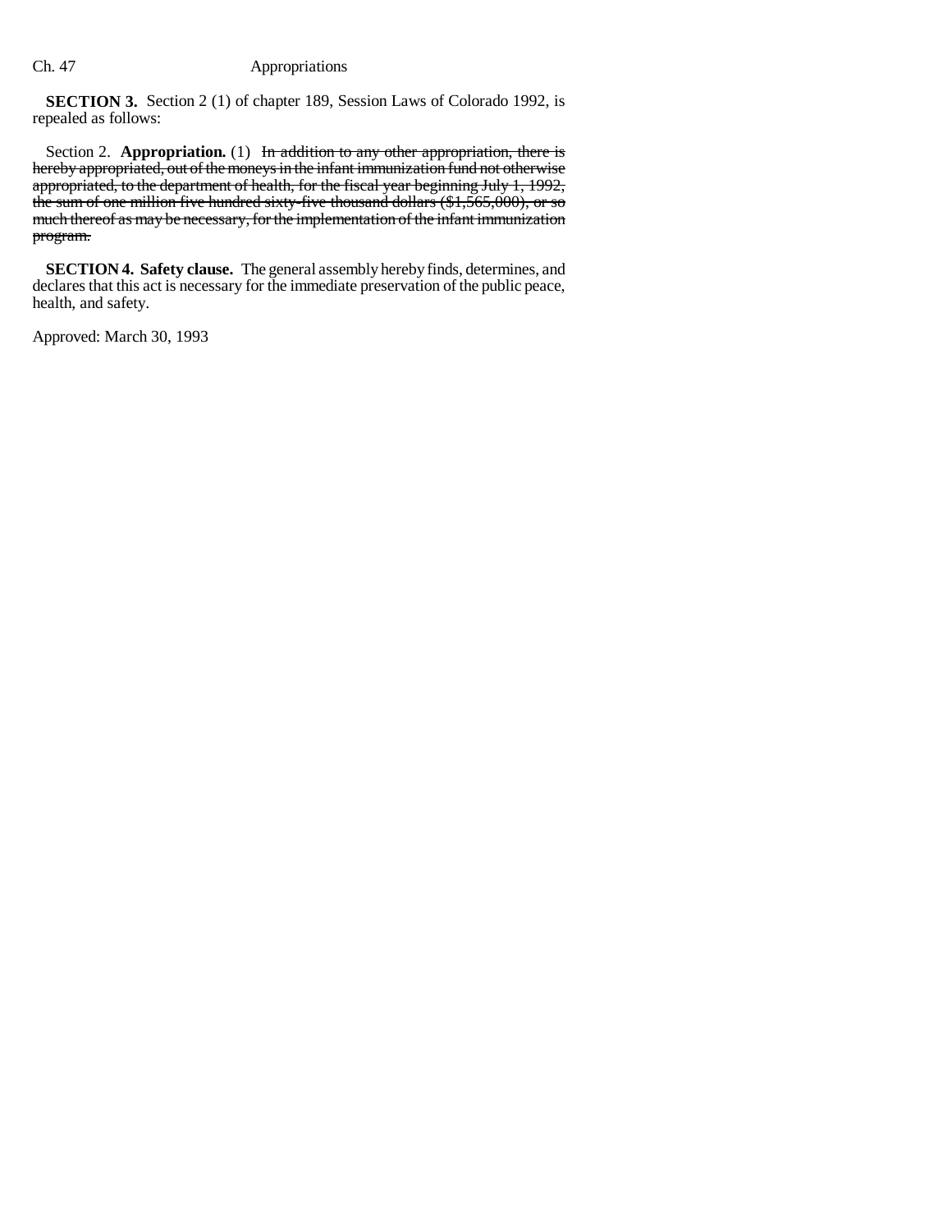**SECTION 3.** Section 2 (1) of chapter 189, Session Laws of Colorado 1992, is repealed as follows:

Section 2. **Appropriation.** (1) ~~In addition to any other appropriation, there is hereby appropriated, out of the moneys in the infant immunization fund not otherwise appropriated, to the department of health, for the fiscal year beginning July 1, 1992, the sum of one million five hundred sixty-five thousand dollars ($1,565,000), or so much thereof as may be necessary, for the implementation of the infant immunization program.~~

**SECTION 4. Safety clause.** The general assembly hereby finds, determines, and declares that this act is necessary for the immediate preservation of the public peace, health, and safety.

Approved: March 30, 1993